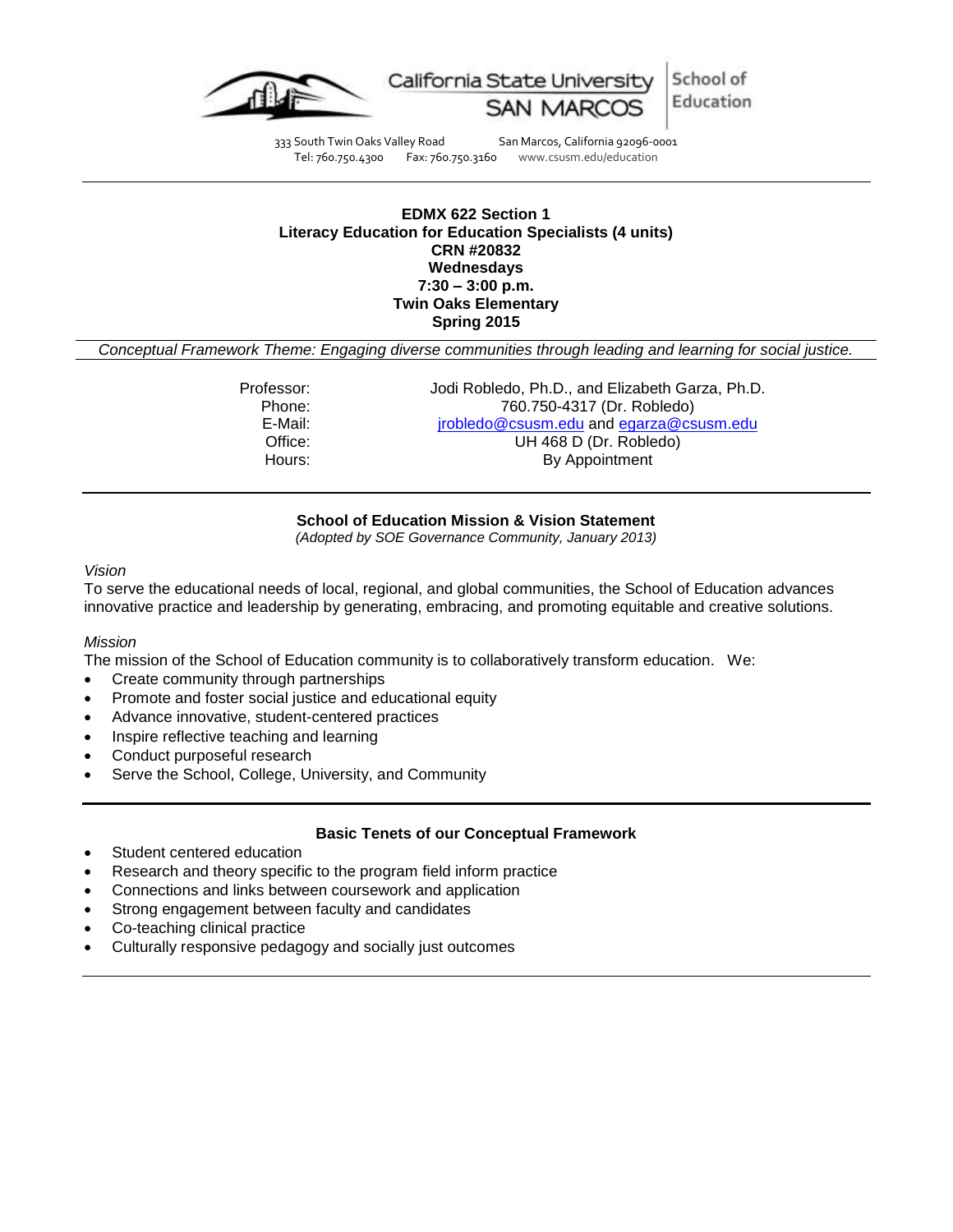California State University SAN MARCOS | School of Education

333 South Twin Oaks Valley Road San Marcos, California 92096-0001
Tel: 760.750.4300 Fax: 760.750.3160 www.csusm.edu/education

---

**EDMX 622 Section 1**
**Literacy Education for Education Specialists (4 units)**
**CRN #20832**
**Wednesdays**
**7:30 – 3:00 p.m.**
**Twin Oaks Elementary**
**Spring 2015**

*Conceptual Framework Theme: Engaging diverse communities through leading and learning for social justice.*

| | |
|---|---|
| Professor: | Jodi Robledo, Ph.D., and Elizabeth Garza, Ph.D. |
| Phone: | 760.750-4317 (Dr. Robledo) |
| E-Mail: | jrobledo@csusm.edu and egarza@csusm.edu |
| Office: | UH 468 D (Dr. Robledo) |
| Hours: | By Appointment |

---

### School of Education Mission & Vision Statement

*(Adopted by SOE Governance Community, January 2013)*

*Vision*

To serve the educational needs of local, regional, and global communities, the School of Education advances innovative practice and leadership by generating, embracing, and promoting equitable and creative solutions.

*Mission*

The mission of the School of Education community is to collaboratively transform education. We:

- Create community through partnerships
- Promote and foster social justice and educational equity
- Advance innovative, student-centered practices
- Inspire reflective teaching and learning
- Conduct purposeful research
- Serve the School, College, University, and Community

---

### Basic Tenets of our Conceptual Framework

- Student centered education
- Research and theory specific to the program field inform practice
- Connections and links between coursework and application
- Strong engagement between faculty and candidates
- Co-teaching clinical practice
- Culturally responsive pedagogy and socially just outcomes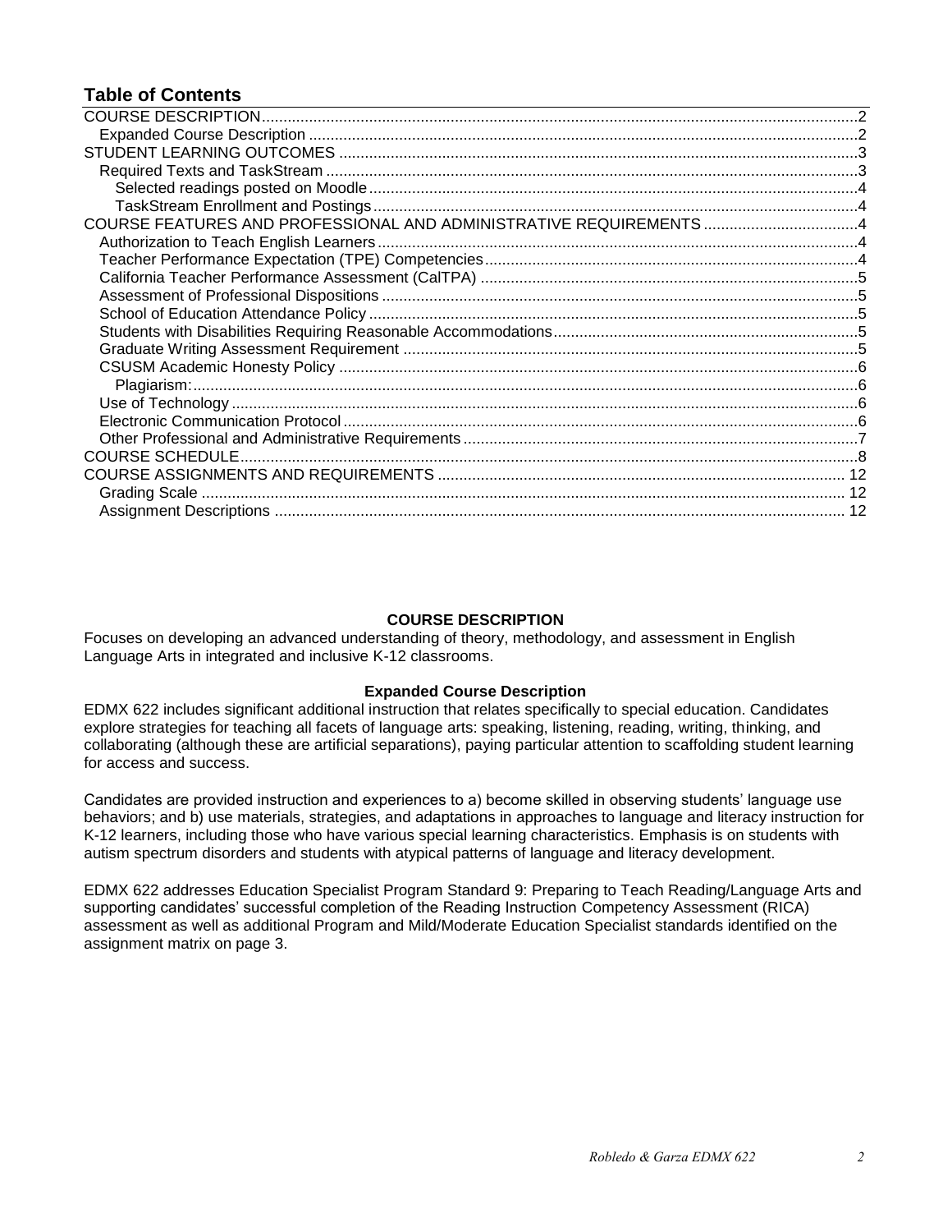# Table of Contents

- COURSE DESCRIPTION ... 2
  - Expanded Course Description ... 2
- STUDENT LEARNING OUTCOMES ... 3
  - Required Texts and TaskStream ... 3
    - Selected readings posted on Moodle ... 4
    - TaskStream Enrollment and Postings ... 4
- COURSE FEATURES AND PROFESSIONAL AND ADMINISTRATIVE REQUIREMENTS ... 4
  - Authorization to Teach English Learners ... 4
  - Teacher Performance Expectation (TPE) Competencies ... 4
  - California Teacher Performance Assessment (CalTPA) ... 5
  - Assessment of Professional Dispositions ... 5
  - School of Education Attendance Policy ... 5
  - Students with Disabilities Requiring Reasonable Accommodations ... 5
  - Graduate Writing Assessment Requirement ... 5
  - CSUSM Academic Honesty Policy ... 6
    - Plagiarism: ... 6
  - Use of Technology ... 6
  - Electronic Communication Protocol ... 6
  - Other Professional and Administrative Requirements ... 7
- COURSE SCHEDULE ... 8
- COURSE ASSIGNMENTS AND REQUIREMENTS ... 12
  - Grading Scale ... 12
  - Assignment Descriptions ... 12

## COURSE DESCRIPTION

Focuses on developing an advanced understanding of theory, methodology, and assessment in English Language Arts in integrated and inclusive K-12 classrooms.

### Expanded Course Description

EDMX 622 includes significant additional instruction that relates specifically to special education. Candidates explore strategies for teaching all facets of language arts: speaking, listening, reading, writing, thinking, and collaborating (although these are artificial separations), paying particular attention to scaffolding student learning for access and success.

Candidates are provided instruction and experiences to a) become skilled in observing students' language use behaviors; and b) use materials, strategies, and adaptations in approaches to language and literacy instruction for K-12 learners, including those who have various special learning characteristics. Emphasis is on students with autism spectrum disorders and students with atypical patterns of language and literacy development.

EDMX 622 addresses Education Specialist Program Standard 9: Preparing to Teach Reading/Language Arts and supporting candidates' successful completion of the Reading Instruction Competency Assessment (RICA) assessment as well as additional Program and Mild/Moderate Education Specialist standards identified on the assignment matrix on page 3.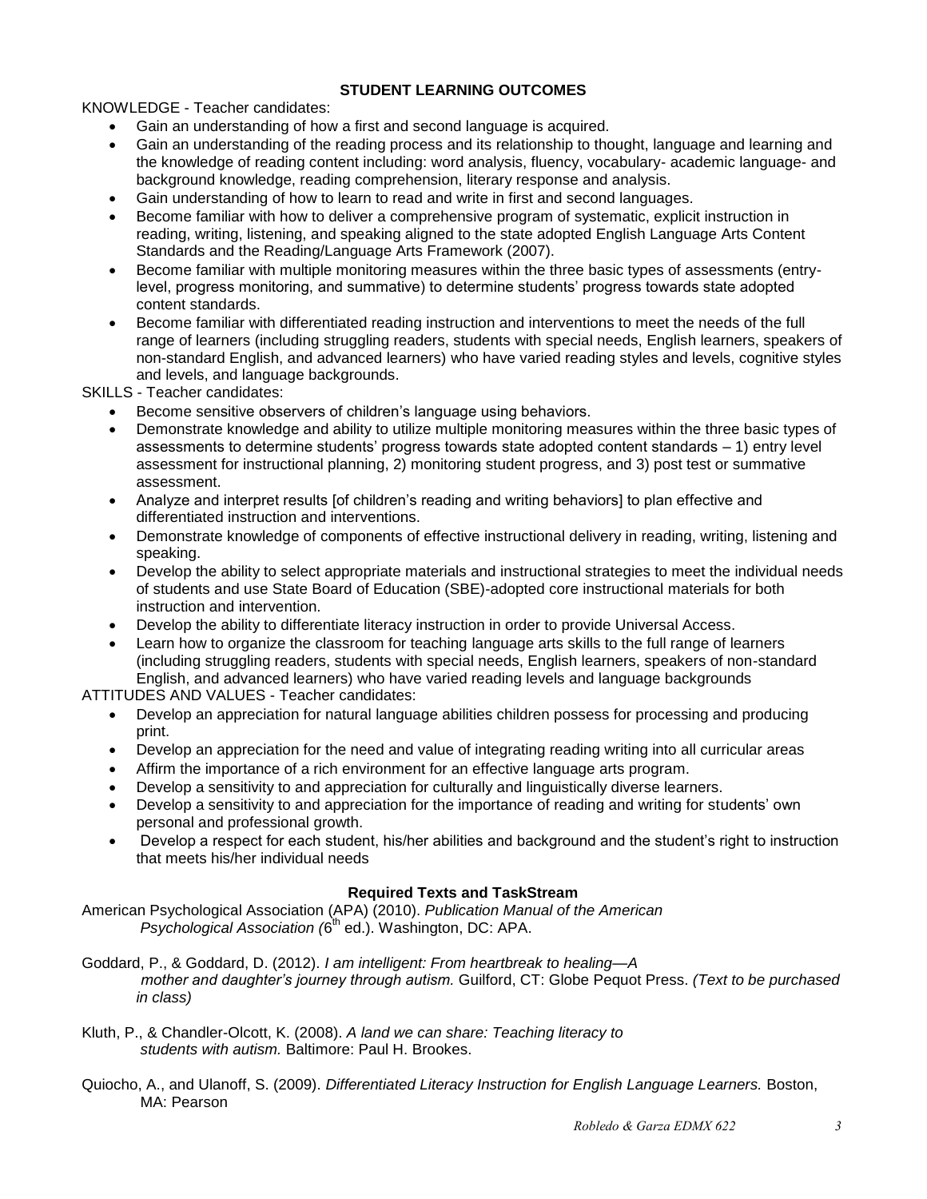## STUDENT LEARNING OUTCOMES

KNOWLEDGE - Teacher candidates:

- Gain an understanding of how a first and second language is acquired.
- Gain an understanding of the reading process and its relationship to thought, language and learning and the knowledge of reading content including: word analysis, fluency, vocabulary- academic language- and background knowledge, reading comprehension, literary response and analysis.
- Gain understanding of how to learn to read and write in first and second languages.
- Become familiar with how to deliver a comprehensive program of systematic, explicit instruction in reading, writing, listening, and speaking aligned to the state adopted English Language Arts Content Standards and the Reading/Language Arts Framework (2007).
- Become familiar with multiple monitoring measures within the three basic types of assessments (entry-level, progress monitoring, and summative) to determine students' progress towards state adopted content standards.
- Become familiar with differentiated reading instruction and interventions to meet the needs of the full range of learners (including struggling readers, students with special needs, English learners, speakers of non-standard English, and advanced learners) who have varied reading styles and levels, cognitive styles and levels, and language backgrounds.

SKILLS - Teacher candidates:

- Become sensitive observers of children's language using behaviors.
- Demonstrate knowledge and ability to utilize multiple monitoring measures within the three basic types of assessments to determine students' progress towards state adopted content standards – 1) entry level assessment for instructional planning, 2) monitoring student progress, and 3) post test or summative assessment.
- Analyze and interpret results [of children's reading and writing behaviors] to plan effective and differentiated instruction and interventions.
- Demonstrate knowledge of components of effective instructional delivery in reading, writing, listening and speaking.
- Develop the ability to select appropriate materials and instructional strategies to meet the individual needs of students and use State Board of Education (SBE)-adopted core instructional materials for both instruction and intervention.
- Develop the ability to differentiate literacy instruction in order to provide Universal Access.
- Learn how to organize the classroom for teaching language arts skills to the full range of learners (including struggling readers, students with special needs, English learners, speakers of non-standard English, and advanced learners) who have varied reading levels and language backgrounds

ATTITUDES AND VALUES - Teacher candidates:

- Develop an appreciation for natural language abilities children possess for processing and producing print.
- Develop an appreciation for the need and value of integrating reading writing into all curricular areas
- Affirm the importance of a rich environment for an effective language arts program.
- Develop a sensitivity to and appreciation for culturally and linguistically diverse learners.
- Develop a sensitivity to and appreciation for the importance of reading and writing for students' own personal and professional growth.
- Develop a respect for each student, his/her abilities and background and the student's right to instruction that meets his/her individual needs

## Required Texts and TaskStream

American Psychological Association (APA) (2010). *Publication Manual of the American Psychological Association (*6th ed.). Washington, DC: APA.

Goddard, P., & Goddard, D. (2012). *I am intelligent: From heartbreak to healing—A mother and daughter's journey through autism.* Guilford, CT: Globe Pequot Press. *(Text to be purchased in class)*

Kluth, P., & Chandler-Olcott, K. (2008). *A land we can share: Teaching literacy to students with autism.* Baltimore: Paul H. Brookes.

Quiocho, A., and Ulanoff, S. (2009). *Differentiated Literacy Instruction for English Language Learners.* Boston, MA: Pearson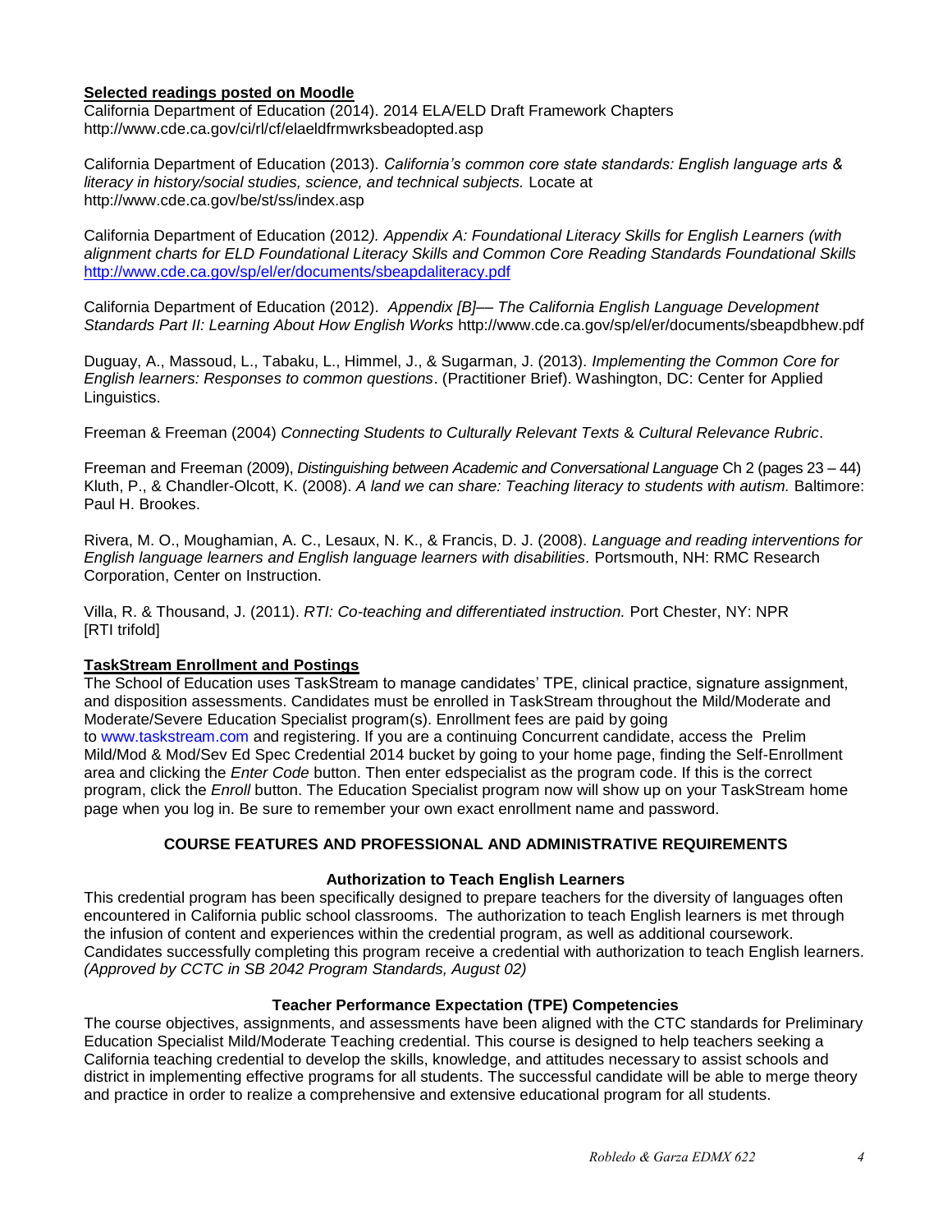**Selected readings posted on Moodle**

California Department of Education (2014). 2014 ELA/ELD Draft Framework Chapters http://www.cde.ca.gov/ci/rl/cf/elaeldfrmwrksbeadopted.asp

California Department of Education (2013). *California's common core state standards: English language arts & literacy in history/social studies, science, and technical subjects.* Locate at http://www.cde.ca.gov/be/st/ss/index.asp

California Department of Education (2012*). Appendix A: Foundational Literacy Skills for English Learners (with alignment charts for ELD Foundational Literacy Skills and Common Core Reading Standards Foundational Skills* http://www.cde.ca.gov/sp/el/er/documents/sbeapdaliteracy.pdf

California Department of Education (2012). *Appendix [B]–– The California English Language Development Standards Part II: Learning About How English Works* http://www.cde.ca.gov/sp/el/er/documents/sbeapdbhew.pdf

Duguay, A., Massoud, L., Tabaku, L., Himmel, J., & Sugarman, J. (2013). *Implementing the Common Core for English learners: Responses to common questions*. (Practitioner Brief). Washington, DC: Center for Applied Linguistics.

Freeman & Freeman (2004) *Connecting Students to Culturally Relevant Texts* & *Cultural Relevance Rubric*.

Freeman and Freeman (2009), *Distinguishing between Academic and Conversational Language* Ch 2 (pages 23 – 44)
Kluth, P., & Chandler-Olcott, K. (2008). *A land we can share: Teaching literacy to students with autism.* Baltimore: Paul H. Brookes.

Rivera, M. O., Moughamian, A. C., Lesaux, N. K., & Francis, D. J. (2008). *Language and reading interventions for English language learners and English language learners with disabilities.* Portsmouth, NH: RMC Research Corporation, Center on Instruction.

Villa, R. & Thousand, J. (2011). *RTI: Co-teaching and differentiated instruction.* Port Chester, NY: NPR [RTI trifold]

**TaskStream Enrollment and Postings**

The School of Education uses TaskStream to manage candidates' TPE, clinical practice, signature assignment, and disposition assessments. Candidates must be enrolled in TaskStream throughout the Mild/Moderate and Moderate/Severe Education Specialist program(s). Enrollment fees are paid by going to www.taskstream.com and registering. If you are a continuing Concurrent candidate, access the Prelim Mild/Mod & Mod/Sev Ed Spec Credential 2014 bucket by going to your home page, finding the Self-Enrollment area and clicking the *Enter Code* button. Then enter edspecialist as the program code. If this is the correct program, click the *Enroll* button. The Education Specialist program now will show up on your TaskStream home page when you log in. Be sure to remember your own exact enrollment name and password.

## COURSE FEATURES AND PROFESSIONAL AND ADMINISTRATIVE REQUIREMENTS

### Authorization to Teach English Learners

This credential program has been specifically designed to prepare teachers for the diversity of languages often encountered in California public school classrooms. The authorization to teach English learners is met through the infusion of content and experiences within the credential program, as well as additional coursework. Candidates successfully completing this program receive a credential with authorization to teach English learners. *(Approved by CCTC in SB 2042 Program Standards, August 02)*

### Teacher Performance Expectation (TPE) Competencies

The course objectives, assignments, and assessments have been aligned with the CTC standards for Preliminary Education Specialist Mild/Moderate Teaching credential. This course is designed to help teachers seeking a California teaching credential to develop the skills, knowledge, and attitudes necessary to assist schools and district in implementing effective programs for all students. The successful candidate will be able to merge theory and practice in order to realize a comprehensive and extensive educational program for all students.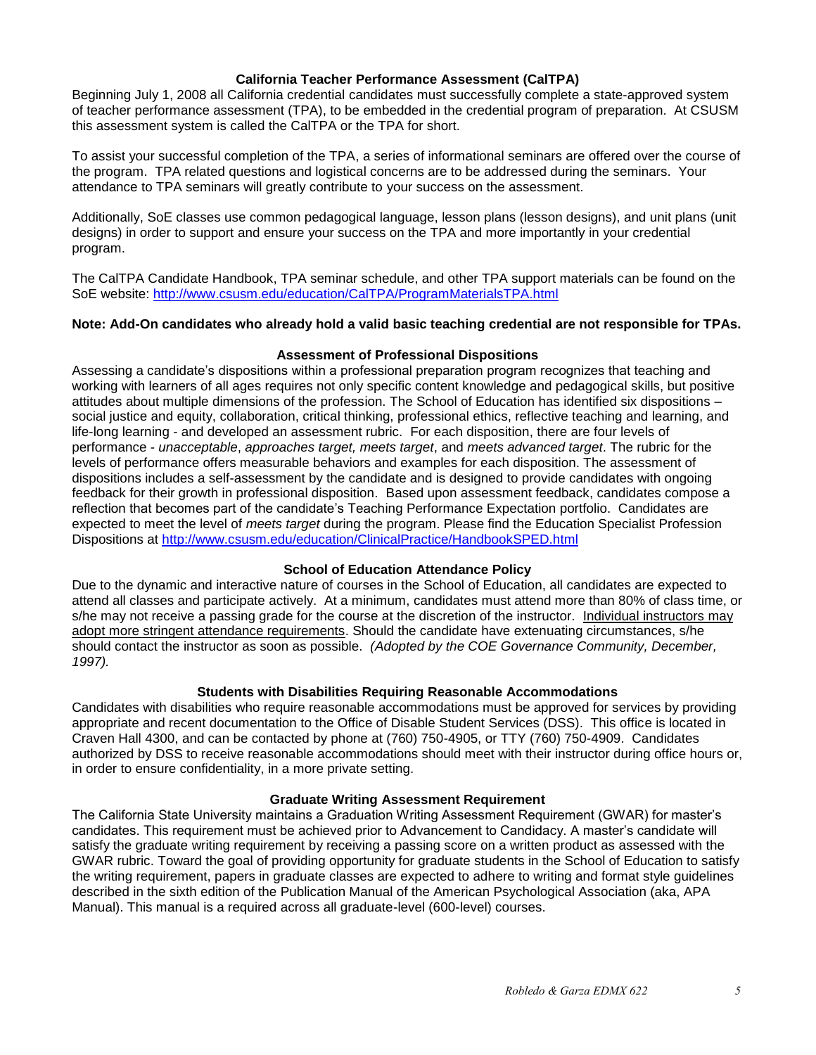### California Teacher Performance Assessment (CalTPA)

Beginning July 1, 2008 all California credential candidates must successfully complete a state-approved system of teacher performance assessment (TPA), to be embedded in the credential program of preparation. At CSUSM this assessment system is called the CalTPA or the TPA for short.

To assist your successful completion of the TPA, a series of informational seminars are offered over the course of the program. TPA related questions and logistical concerns are to be addressed during the seminars. Your attendance to TPA seminars will greatly contribute to your success on the assessment.

Additionally, SoE classes use common pedagogical language, lesson plans (lesson designs), and unit plans (unit designs) in order to support and ensure your success on the TPA and more importantly in your credential program.

The CalTPA Candidate Handbook, TPA seminar schedule, and other TPA support materials can be found on the SoE website: http://www.csusm.edu/education/CalTPA/ProgramMaterialsTPA.html

**Note: Add-On candidates who already hold a valid basic teaching credential are not responsible for TPAs.**

### Assessment of Professional Dispositions

Assessing a candidate's dispositions within a professional preparation program recognizes that teaching and working with learners of all ages requires not only specific content knowledge and pedagogical skills, but positive attitudes about multiple dimensions of the profession. The School of Education has identified six dispositions – social justice and equity, collaboration, critical thinking, professional ethics, reflective teaching and learning, and life-long learning - and developed an assessment rubric. For each disposition, there are four levels of performance - *unacceptable*, *approaches target, meets target*, and *meets advanced target*. The rubric for the levels of performance offers measurable behaviors and examples for each disposition. The assessment of dispositions includes a self-assessment by the candidate and is designed to provide candidates with ongoing feedback for their growth in professional disposition. Based upon assessment feedback, candidates compose a reflection that becomes part of the candidate's Teaching Performance Expectation portfolio. Candidates are expected to meet the level of *meets target* during the program. Please find the Education Specialist Profession Dispositions at http://www.csusm.edu/education/ClinicalPractice/HandbookSPED.html

### School of Education Attendance Policy

Due to the dynamic and interactive nature of courses in the School of Education, all candidates are expected to attend all classes and participate actively. At a minimum, candidates must attend more than 80% of class time, or s/he may not receive a passing grade for the course at the discretion of the instructor. <u>Individual instructors may adopt more stringent attendance requirements</u>. Should the candidate have extenuating circumstances, s/he should contact the instructor as soon as possible. *(Adopted by the COE Governance Community, December, 1997).*

### Students with Disabilities Requiring Reasonable Accommodations

Candidates with disabilities who require reasonable accommodations must be approved for services by providing appropriate and recent documentation to the Office of Disable Student Services (DSS). This office is located in Craven Hall 4300, and can be contacted by phone at (760) 750-4905, or TTY (760) 750-4909. Candidates authorized by DSS to receive reasonable accommodations should meet with their instructor during office hours or, in order to ensure confidentiality, in a more private setting.

### Graduate Writing Assessment Requirement

The California State University maintains a Graduation Writing Assessment Requirement (GWAR) for master's candidates. This requirement must be achieved prior to Advancement to Candidacy. A master's candidate will satisfy the graduate writing requirement by receiving a passing score on a written product as assessed with the GWAR rubric. Toward the goal of providing opportunity for graduate students in the School of Education to satisfy the writing requirement, papers in graduate classes are expected to adhere to writing and format style guidelines described in the sixth edition of the Publication Manual of the American Psychological Association (aka, APA Manual). This manual is a required across all graduate-level (600-level) courses.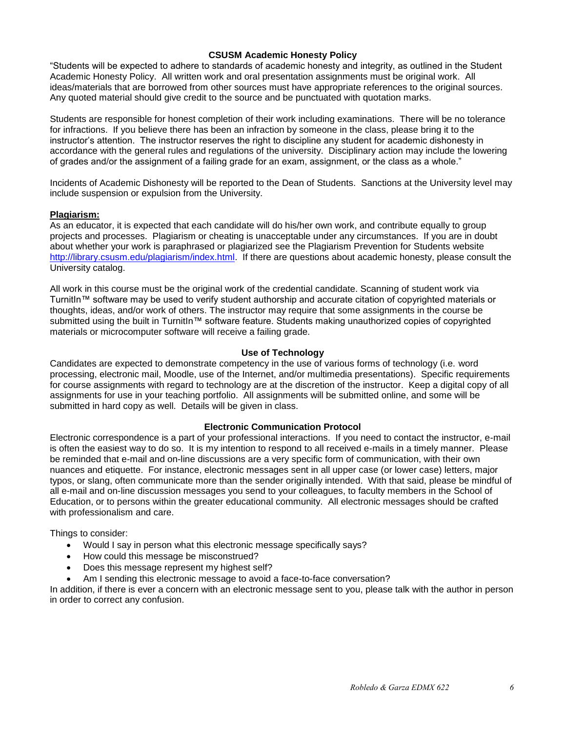## CSUSM Academic Honesty Policy

"Students will be expected to adhere to standards of academic honesty and integrity, as outlined in the Student Academic Honesty Policy. All written work and oral presentation assignments must be original work. All ideas/materials that are borrowed from other sources must have appropriate references to the original sources. Any quoted material should give credit to the source and be punctuated with quotation marks.

Students are responsible for honest completion of their work including examinations. There will be no tolerance for infractions. If you believe there has been an infraction by someone in the class, please bring it to the instructor's attention. The instructor reserves the right to discipline any student for academic dishonesty in accordance with the general rules and regulations of the university. Disciplinary action may include the lowering of grades and/or the assignment of a failing grade for an exam, assignment, or the class as a whole."

Incidents of Academic Dishonesty will be reported to the Dean of Students. Sanctions at the University level may include suspension or expulsion from the University.

**Plagiarism:**

As an educator, it is expected that each candidate will do his/her own work, and contribute equally to group projects and processes. Plagiarism or cheating is unacceptable under any circumstances. If you are in doubt about whether your work is paraphrased or plagiarized see the Plagiarism Prevention for Students website http://library.csusm.edu/plagiarism/index.html. If there are questions about academic honesty, please consult the University catalog.

All work in this course must be the original work of the credential candidate. Scanning of student work via TurnitIn™ software may be used to verify student authorship and accurate citation of copyrighted materials or thoughts, ideas, and/or work of others. The instructor may require that some assignments in the course be submitted using the built in TurnitIn™ software feature. Students making unauthorized copies of copyrighted materials or microcomputer software will receive a failing grade.

## Use of Technology

Candidates are expected to demonstrate competency in the use of various forms of technology (i.e. word processing, electronic mail, Moodle, use of the Internet, and/or multimedia presentations). Specific requirements for course assignments with regard to technology are at the discretion of the instructor. Keep a digital copy of all assignments for use in your teaching portfolio. All assignments will be submitted online, and some will be submitted in hard copy as well. Details will be given in class.

## Electronic Communication Protocol

Electronic correspondence is a part of your professional interactions. If you need to contact the instructor, e-mail is often the easiest way to do so. It is my intention to respond to all received e-mails in a timely manner. Please be reminded that e-mail and on-line discussions are a very specific form of communication, with their own nuances and etiquette. For instance, electronic messages sent in all upper case (or lower case) letters, major typos, or slang, often communicate more than the sender originally intended. With that said, please be mindful of all e-mail and on-line discussion messages you send to your colleagues, to faculty members in the School of Education, or to persons within the greater educational community. All electronic messages should be crafted with professionalism and care.

Things to consider:

- Would I say in person what this electronic message specifically says?
- How could this message be misconstrued?
- Does this message represent my highest self?
- Am I sending this electronic message to avoid a face-to-face conversation?

In addition, if there is ever a concern with an electronic message sent to you, please talk with the author in person in order to correct any confusion.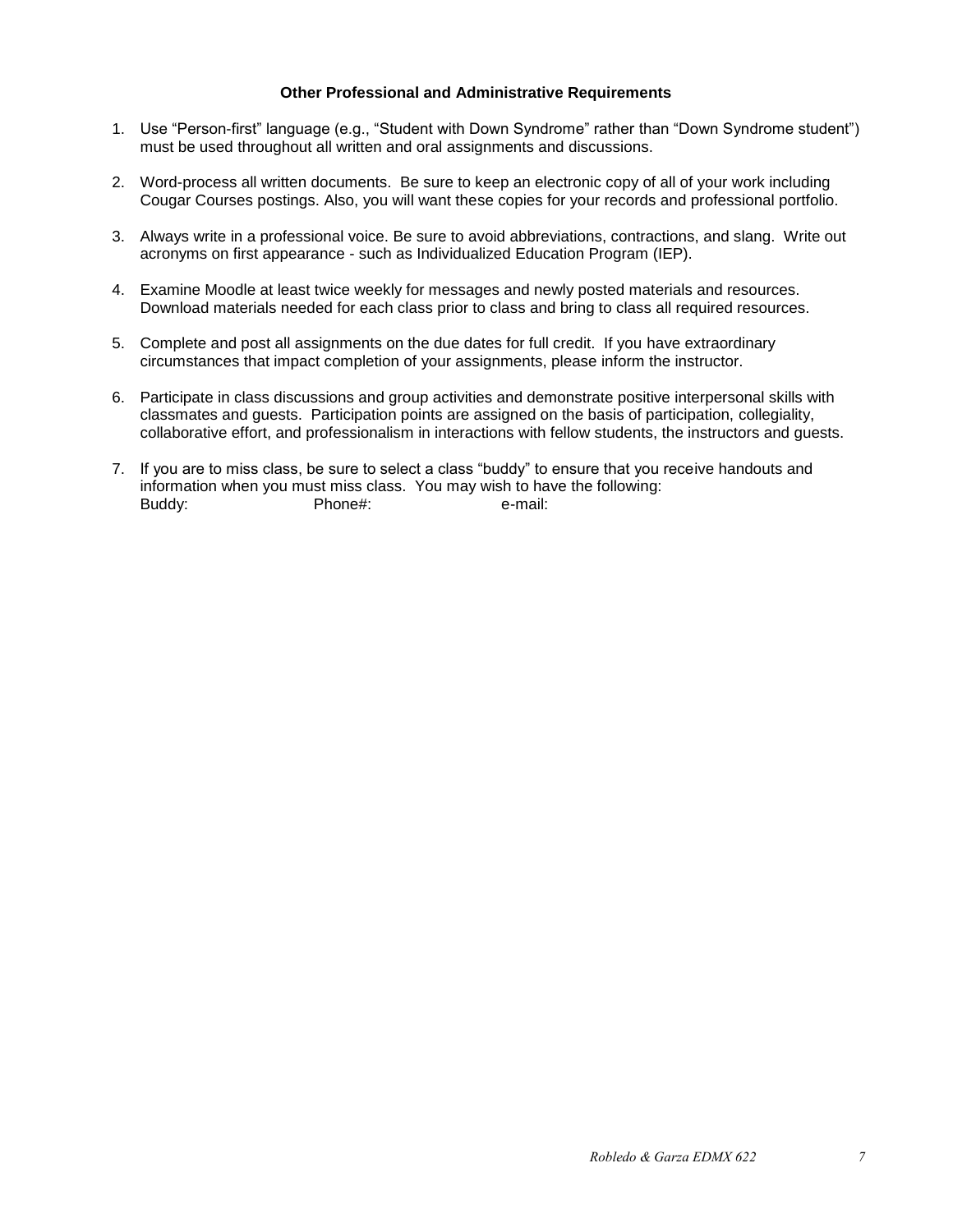**Other Professional and Administrative Requirements**

1. Use "Person-first" language (e.g., "Student with Down Syndrome" rather than "Down Syndrome student") must be used throughout all written and oral assignments and discussions.

2. Word-process all written documents. Be sure to keep an electronic copy of all of your work including Cougar Courses postings. Also, you will want these copies for your records and professional portfolio.

3. Always write in a professional voice. Be sure to avoid abbreviations, contractions, and slang. Write out acronyms on first appearance - such as Individualized Education Program (IEP).

4. Examine Moodle at least twice weekly for messages and newly posted materials and resources. Download materials needed for each class prior to class and bring to class all required resources.

5. Complete and post all assignments on the due dates for full credit. If you have extraordinary circumstances that impact completion of your assignments, please inform the instructor.

6. Participate in class discussions and group activities and demonstrate positive interpersonal skills with classmates and guests. Participation points are assigned on the basis of participation, collegiality, collaborative effort, and professionalism in interactions with fellow students, the instructors and guests.

7. If you are to miss class, be sure to select a class "buddy" to ensure that you receive handouts and information when you must miss class. You may wish to have the following:
   Buddy: Phone#: e-mail: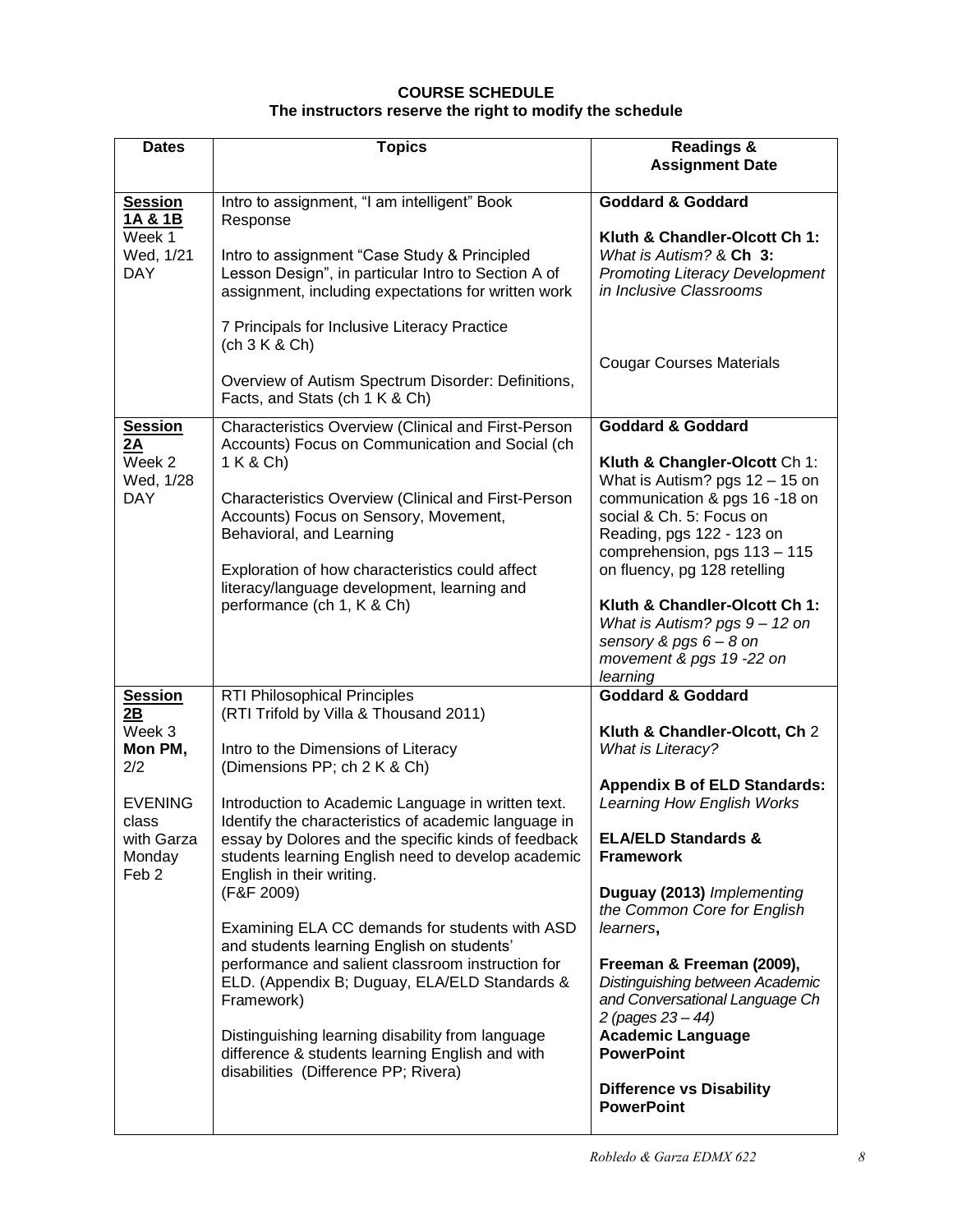**COURSE SCHEDULE**
**The instructors reserve the right to modify the schedule**

| Dates | Topics | Readings & Assignment Date |
|---|---|---|
| **<u>Session 1A & 1B</u>**<br>Week 1<br>Wed, 1/21<br>DAY | Intro to assignment, "I am intelligent" Book Response<br><br>Intro to assignment "Case Study & Principled Lesson Design", in particular Intro to Section A of assignment, including expectations for written work<br><br>7 Principals for Inclusive Literacy Practice (ch 3 K & Ch)<br><br>Overview of Autism Spectrum Disorder: Definitions, Facts, and Stats (ch 1 K & Ch) | **Goddard & Goddard**<br><br>**Kluth & Chandler-Olcott Ch 1:** *What is Autism?* & **Ch 3:** *Promoting Literacy Development in Inclusive Classrooms*<br><br>Cougar Courses Materials |
| **<u>Session 2A</u>**<br>Week 2<br>Wed, 1/28<br>DAY | Characteristics Overview (Clinical and First-Person Accounts) Focus on Communication and Social (ch 1 K & Ch)<br><br>Characteristics Overview (Clinical and First-Person Accounts) Focus on Sensory, Movement, Behavioral, and Learning<br><br>Exploration of how characteristics could affect literacy/language development, learning and performance (ch 1, K & Ch) | **Goddard & Goddard**<br><br>**Kluth & Changler-Olcott** Ch 1: What is Autism? pgs 12 – 15 on communication & pgs 16 -18 on social & Ch. 5: Focus on Reading, pgs 122 - 123 on comprehension, pgs 113 – 115 on fluency, pg 128 retelling<br><br>**Kluth & Chandler-Olcott Ch 1:** *What is Autism? pgs 9 – 12 on sensory & pgs 6 – 8 on movement & pgs 19 -22 on learning* |
| **<u>Session 2B</u>**<br>Week 3<br>**Mon PM,** 2/2<br><br>EVENING class with Garza Monday Feb 2 | RTI Philosophical Principles (RTI Trifold by Villa & Thousand 2011)<br><br>Intro to the Dimensions of Literacy (Dimensions PP; ch 2 K & Ch)<br><br>Introduction to Academic Language in written text. Identify the characteristics of academic language in essay by Dolores and the specific kinds of feedback students learning English need to develop academic English in their writing. (F&F 2009)<br><br>Examining ELA CC demands for students with ASD and students learning English on students' performance and salient classroom instruction for ELD. (Appendix B; Duguay, ELA/ELD Standards & Framework)<br><br>Distinguishing learning disability from language difference & students learning English and with disabilities (Difference PP; Rivera) | **Goddard & Goddard**<br><br>**Kluth & Chandler-Olcott, Ch** 2 *What is Literacy?*<br><br>**Appendix B of ELD Standards:** *Learning How English Works*<br><br>**ELA/ELD Standards & Framework**<br><br>**Duguay (2013)** *Implementing the Common Core for English learners***,**<br><br>**Freeman & Freeman (2009),** *Distinguishing between Academic and Conversational Language Ch 2 (pages 23 – 44)*<br>**Academic Language PowerPoint**<br><br>**Difference vs Disability PowerPoint** |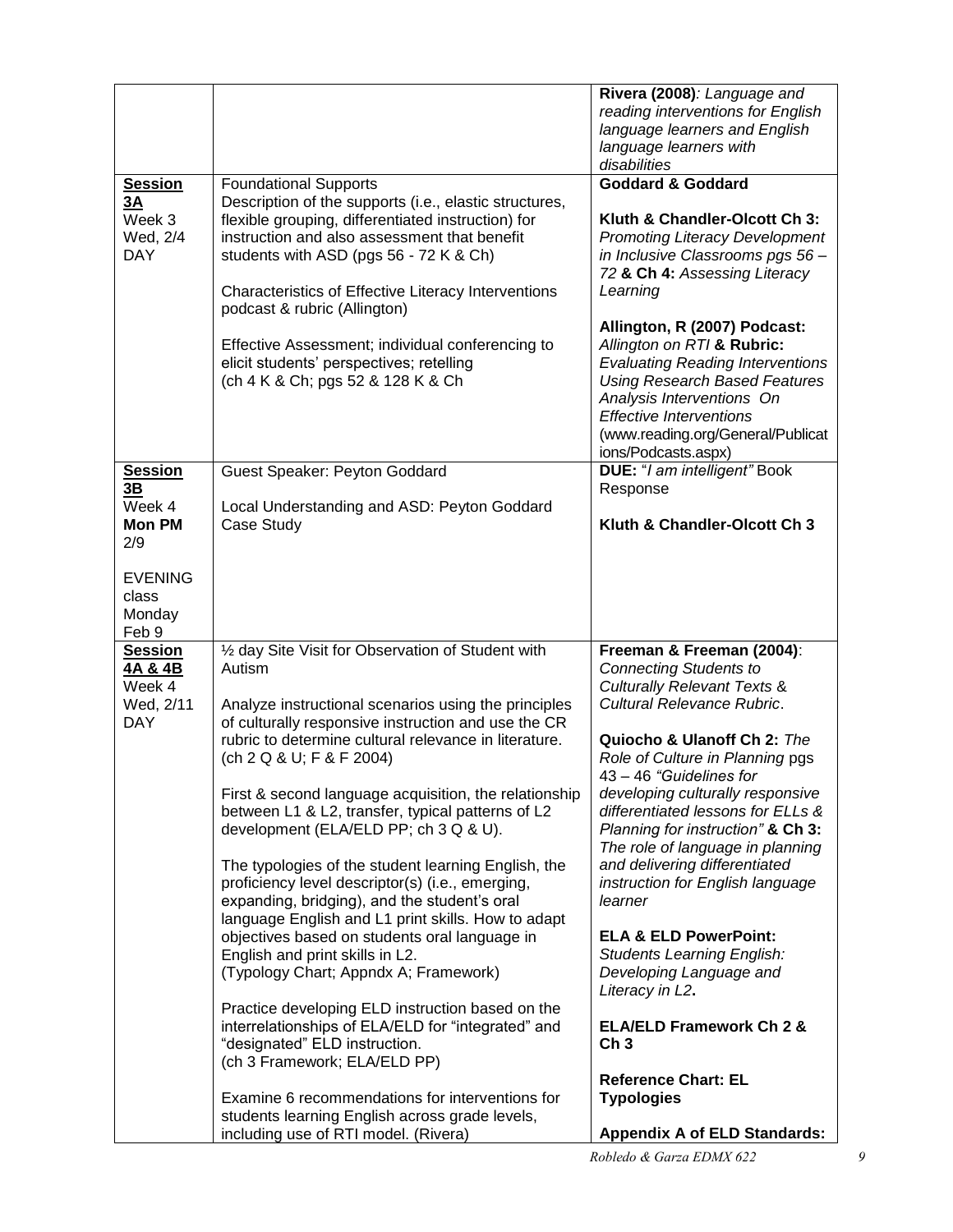| | | |
|---|---|---|
| | | **Rivera (2008)***: Language and reading interventions for English language learners and English language learners with disabilities* |
| **Session 3A**<br>Week 3<br>Wed, 2/4<br>DAY | Foundational Supports<br>Description of the supports (i.e., elastic structures, flexible grouping, differentiated instruction) for instruction and also assessment that benefit students with ASD (pgs 56 - 72 K & Ch)<br><br>Characteristics of Effective Literacy Interventions podcast & rubric (Allington)<br><br>Effective Assessment; individual conferencing to elicit students' perspectives; retelling<br>(ch 4 K & Ch; pgs 52 & 128 K & Ch | **Goddard & Goddard**<br><br>**Kluth & Chandler-Olcott Ch 3:** *Promoting Literacy Development in Inclusive Classrooms pgs 56 – 72* **& Ch 4:** *Assessing Literacy Learning*<br><br>**Allington, R (2007) Podcast:** *Allington on RTI* **& Rubric:** *Evaluating Reading Interventions Using Research Based Features Analysis Interventions On Effective Interventions*<br>(www.reading.org/General/Publications/Podcasts.aspx) |
| **Session 3B**<br>Week 4<br>**Mon PM**<br>2/9<br><br>EVENING class Monday Feb 9 | Guest Speaker: Peyton Goddard<br><br>Local Understanding and ASD: Peyton Goddard Case Study | **DUE:** "*I am intelligent"* Book Response<br><br>**Kluth & Chandler-Olcott Ch 3** |
| **Session 4A & 4B**<br>Week 4<br>Wed, 2/11<br>DAY | ½ day Site Visit for Observation of Student with Autism<br><br>Analyze instructional scenarios using the principles of culturally responsive instruction and use the CR rubric to determine cultural relevance in literature.<br>(ch 2 Q & U; F & F 2004)<br><br>First & second language acquisition, the relationship between L1 & L2, transfer, typical patterns of L2 development (ELA/ELD PP; ch 3 Q & U).<br><br>The typologies of the student learning English, the proficiency level descriptor(s) (i.e., emerging, expanding, bridging), and the student's oral language English and L1 print skills. How to adapt objectives based on students oral language in English and print skills in L2.<br>(Typology Chart; Appndx A; Framework)<br><br>Practice developing ELD instruction based on the interrelationships of ELA/ELD for "integrated" and "designated" ELD instruction.<br>(ch 3 Framework; ELA/ELD PP)<br><br>Examine 6 recommendations for interventions for students learning English across grade levels, including use of RTI model. (Rivera) | **Freeman & Freeman (2004)**: *Connecting Students to Culturally Relevant Texts & Cultural Relevance Rubric*.<br><br>**Quiocho & Ulanoff Ch 2:** *The Role of Culture in Planning* pgs 43 – 46 *"Guidelines for developing culturally responsive differentiated lessons for ELLs & Planning for instruction"* **& Ch 3:** *The role of language in planning and delivering differentiated instruction for English language learner*<br><br>**ELA & ELD PowerPoint:** *Students Learning English: Developing Language and Literacy in L2***.**<br><br>**ELA/ELD Framework Ch 2 & Ch 3**<br><br>**Reference Chart: EL Typologies**<br><br>**Appendix A of ELD Standards:** |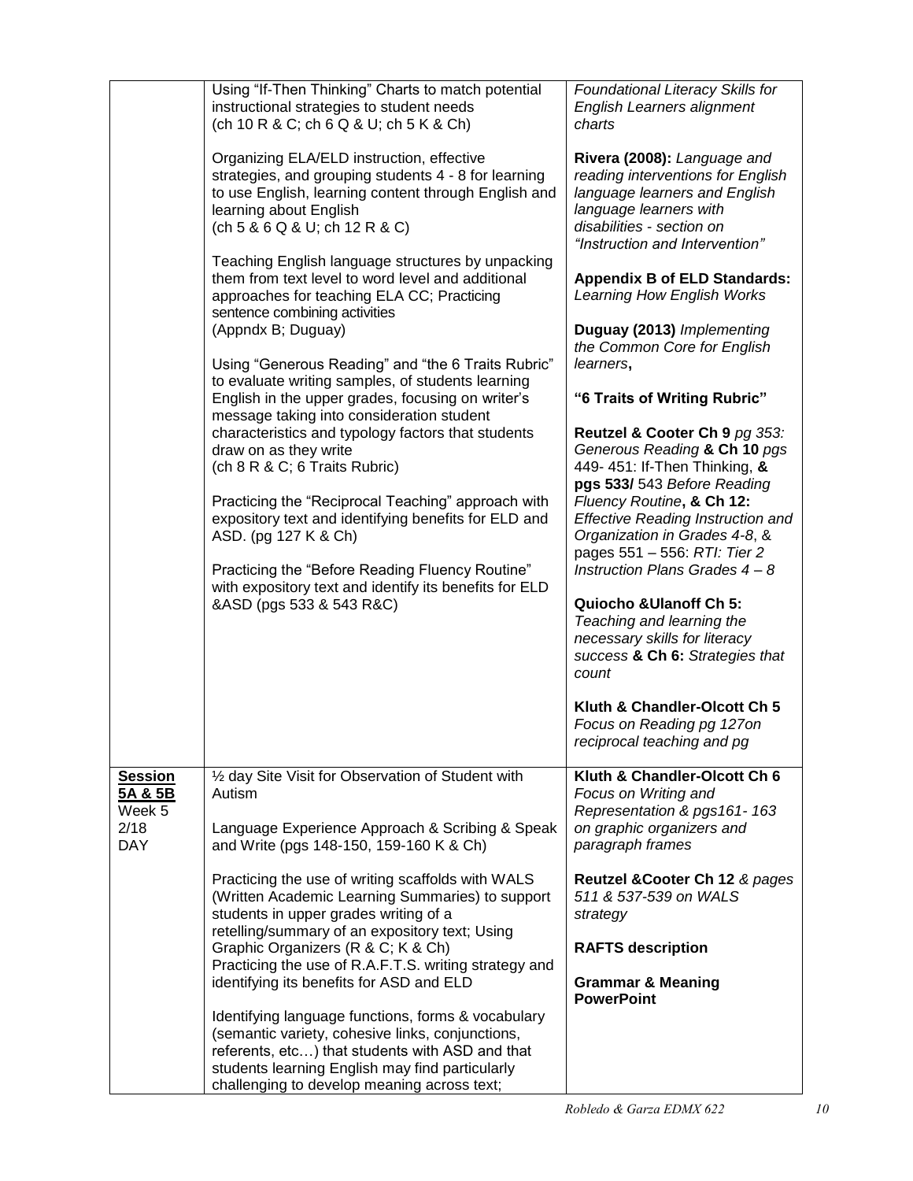| | | |
|---|---|---|
| | Using "If-Then Thinking" Charts to match potential instructional strategies to student needs (ch 10 R & C; ch 6 Q & U; ch 5 K & Ch)<br><br>Organizing ELA/ELD instruction, effective strategies, and grouping students 4 - 8 for learning to use English, learning content through English and learning about English (ch 5 & 6 Q & U; ch 12 R & C)<br><br>Teaching English language structures by unpacking them from text level to word level and additional approaches for teaching ELA CC; Practicing sentence combining activities (Appndx B; Duguay)<br><br>Using "Generous Reading" and "the 6 Traits Rubric" to evaluate writing samples, of students learning English in the upper grades, focusing on writer's message taking into consideration student characteristics and typology factors that students draw on as they write (ch 8 R & C; 6 Traits Rubric)<br><br>Practicing the "Reciprocal Teaching" approach with expository text and identifying benefits for ELD and ASD. (pg 127 K & Ch)<br><br>Practicing the "Before Reading Fluency Routine" with expository text and identify its benefits for ELD &ASD (pgs 533 & 543 R&C) | *Foundational Literacy Skills for English Learners alignment charts*<br><br>**Rivera (2008):** *Language and reading interventions for English language learners and English language learners with disabilities - section on "Instruction and Intervention"*<br><br>**Appendix B of ELD Standards:** *Learning How English Works*<br><br>**Duguay (2013)** *Implementing the Common Core for English learners*,<br><br>**"6 Traits of Writing Rubric"**<br><br>**Reutzel & Cooter Ch 9** *pg 353: Generous Reading* **& Ch 10** *pgs 449- 451: If-Then Thinking,* **& pgs 533/** *543 Before Reading Fluency Routine*, **& Ch 12:** *Effective Reading Instruction and Organization in Grades 4-8*, & *pages 551 – 556: RTI: Tier 2 Instruction Plans Grades 4 – 8*<br><br>**Quiocho &Ulanoff Ch 5:** *Teaching and learning the necessary skills for literacy success* **& Ch 6:** *Strategies that count*<br><br>**Kluth & Chandler-Olcott Ch 5** *Focus on Reading pg 127on reciprocal teaching and pg* |
| **<u>Session 5A & 5B</u>** Week 5 2/18 DAY | ½ day Site Visit for Observation of Student with Autism<br><br>Language Experience Approach & Scribing & Speak and Write (pgs 148-150, 159-160 K & Ch)<br><br>Practicing the use of writing scaffolds with WALS (Written Academic Learning Summaries) to support students in upper grades writing of a retelling/summary of an expository text; Using Graphic Organizers (R & C; K & Ch)<br>Practicing the use of R.A.F.T.S. writing strategy and identifying its benefits for ASD and ELD<br><br>Identifying language functions, forms & vocabulary (semantic variety, cohesive links, conjunctions, referents, etc…) that students with ASD and that students learning English may find particularly challenging to develop meaning across text; | **Kluth & Chandler-Olcott Ch 6** *Focus on Writing and Representation & pgs161- 163 on graphic organizers and paragraph frames*<br><br>**Reutzel &Cooter Ch 12** *& pages 511 & 537-539 on WALS strategy*<br><br>**RAFTS description**<br><br>**Grammar & Meaning PowerPoint** |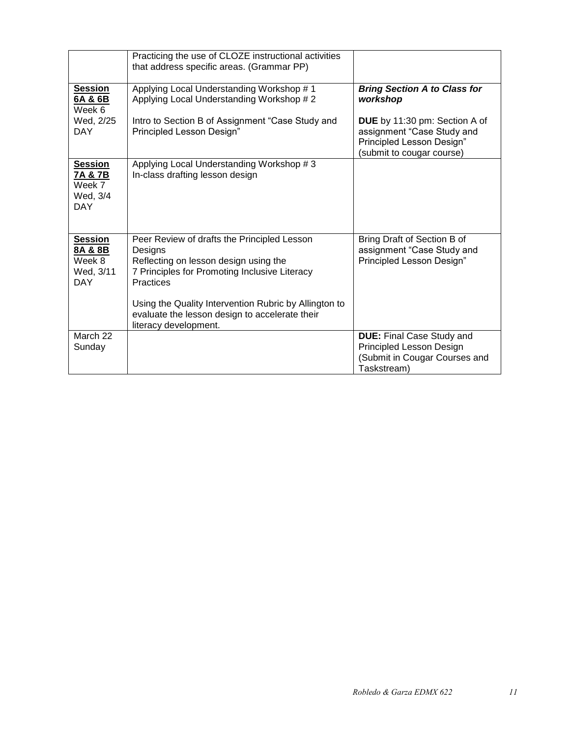| | | |
|---|---|---|
| | Practicing the use of CLOZE instructional activities that address specific areas. (Grammar PP) | |
| **Session 6A & 6B** Week 6 Wed, 2/25 DAY | Applying Local Understanding Workshop # 1<br>Applying Local Understanding Workshop # 2<br><br>Intro to Section B of Assignment "Case Study and Principled Lesson Design" | ***Bring Section A to Class for workshop***<br><br>**DUE** by 11:30 pm: Section A of assignment "Case Study and Principled Lesson Design" (submit to cougar course) |
| **Session 7A & 7B** Week 7 Wed, 3/4 DAY | Applying Local Understanding Workshop # 3<br>In-class drafting lesson design | |
| **Session 8A & 8B** Week 8 Wed, 3/11 DAY | Peer Review of drafts the Principled Lesson Designs<br>Reflecting on lesson design using the 7 Principles for Promoting Inclusive Literacy Practices<br><br>Using the Quality Intervention Rubric by Allington to evaluate the lesson design to accelerate their literacy development. | Bring Draft of Section B of assignment "Case Study and Principled Lesson Design" |
| March 22 Sunday | | **DUE:** Final Case Study and Principled Lesson Design (Submit in Cougar Courses and Taskstream) |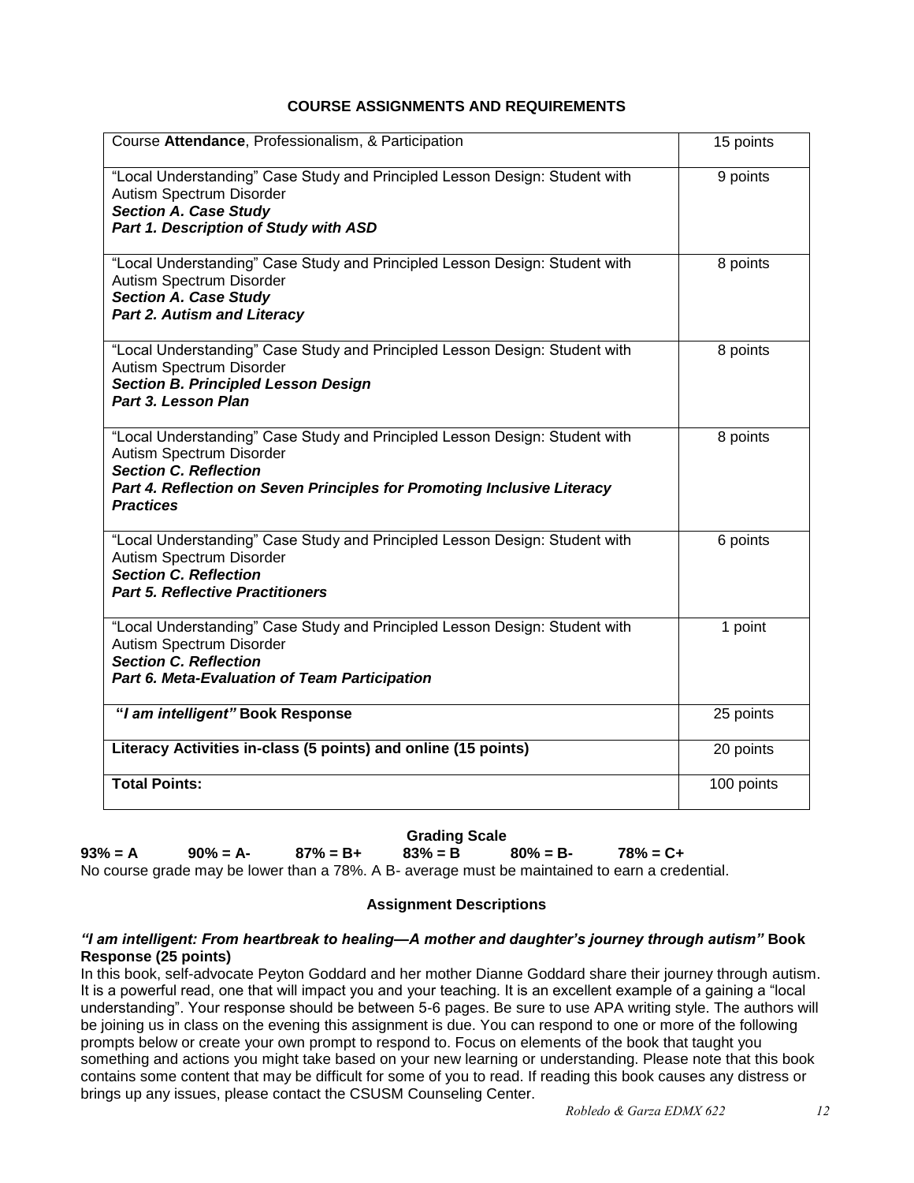## COURSE ASSIGNMENTS AND REQUIREMENTS

| Assignment | Points |
|---|---|
| Course **Attendance**, Professionalism, & Participation | 15 points |
| "Local Understanding" Case Study and Principled Lesson Design: Student with Autism Spectrum Disorder<br>***Section A. Case Study***<br>***Part 1. Description of Study with ASD*** | 9 points |
| "Local Understanding" Case Study and Principled Lesson Design: Student with Autism Spectrum Disorder<br>***Section A. Case Study***<br>***Part 2. Autism and Literacy*** | 8 points |
| "Local Understanding" Case Study and Principled Lesson Design: Student with Autism Spectrum Disorder<br>***Section B. Principled Lesson Design***<br>***Part 3. Lesson Plan*** | 8 points |
| "Local Understanding" Case Study and Principled Lesson Design: Student with Autism Spectrum Disorder<br>***Section C. Reflection***<br>***Part 4. Reflection on Seven Principles for Promoting Inclusive Literacy Practices*** | 8 points |
| "Local Understanding" Case Study and Principled Lesson Design: Student with Autism Spectrum Disorder<br>***Section C. Reflection***<br>***Part 5. Reflective Practitioners*** | 6 points |
| "Local Understanding" Case Study and Principled Lesson Design: Student with Autism Spectrum Disorder<br>***Section C. Reflection***<br>***Part 6. Meta-Evaluation of Team Participation*** | 1 point |
| **"*I am intelligent"* Book Response** | 25 points |
| **Literacy Activities in-class (5 points) and online (15 points)** | 20 points |
| **Total Points:** | 100 points |

**Grading Scale**

**93% = A  90% = A-  87% = B+  83% = B  80% = B-  78% = C+**

No course grade may be lower than a 78%. A B- average must be maintained to earn a credential.

### Assignment Descriptions

***"I am intelligent: From heartbreak to healing—A mother and daughter's journey through autism"* Book Response (25 points)**

In this book, self-advocate Peyton Goddard and her mother Dianne Goddard share their journey through autism. It is a powerful read, one that will impact you and your teaching. It is an excellent example of a gaining a "local understanding". Your response should be between 5-6 pages. Be sure to use APA writing style. The authors will be joining us in class on the evening this assignment is due. You can respond to one or more of the following prompts below or create your own prompt to respond to. Focus on elements of the book that taught you something and actions you might take based on your new learning or understanding. Please note that this book contains some content that may be difficult for some of you to read. If reading this book causes any distress or brings up any issues, please contact the CSUSM Counseling Center.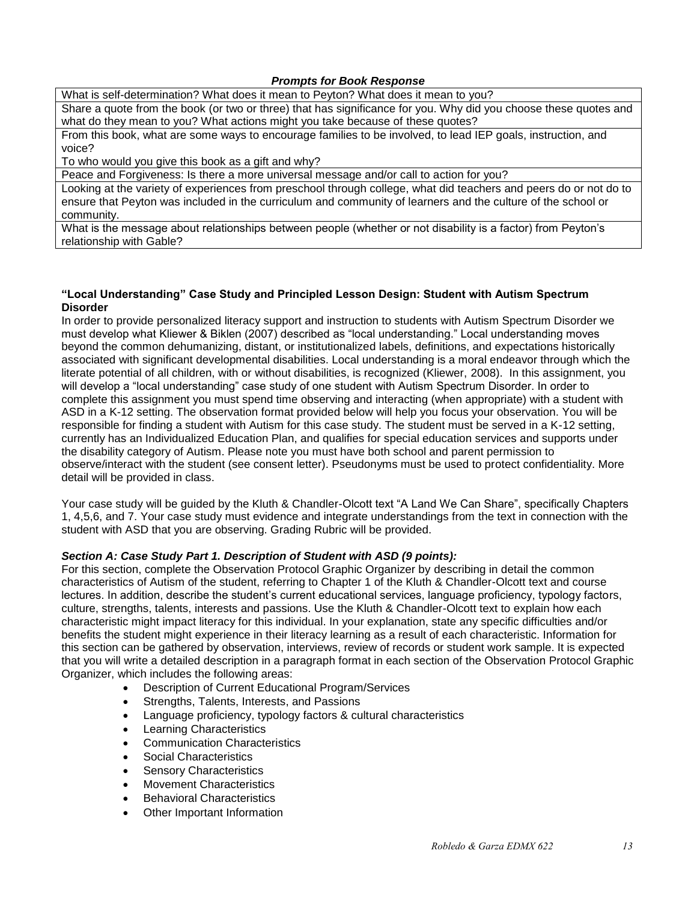***Prompts for Book Response***

| *Prompts for Book Response* |
|---|
| What is self-determination? What does it mean to Peyton? What does it mean to you? |
| Share a quote from the book (or two or three) that has significance for you. Why did you choose these quotes and what do they mean to you? What actions might you take because of these quotes? |
| From this book, what are some ways to encourage families to be involved, to lead IEP goals, instruction, and voice? |
| To who would you give this book as a gift and why? |
| Peace and Forgiveness: Is there a more universal message and/or call to action for you? |
| Looking at the variety of experiences from preschool through college, what did teachers and peers do or not do to ensure that Peyton was included in the curriculum and community of learners and the culture of the school or community. |
| What is the message about relationships between people (whether or not disability is a factor) from Peyton's relationship with Gable? |

**"Local Understanding" Case Study and Principled Lesson Design: Student with Autism Spectrum Disorder**

In order to provide personalized literacy support and instruction to students with Autism Spectrum Disorder we must develop what Kliewer & Biklen (2007) described as "local understanding." Local understanding moves beyond the common dehumanizing, distant, or institutionalized labels, definitions, and expectations historically associated with significant developmental disabilities. Local understanding is a moral endeavor through which the literate potential of all children, with or without disabilities, is recognized (Kliewer, 2008). In this assignment, you will develop a "local understanding" case study of one student with Autism Spectrum Disorder. In order to complete this assignment you must spend time observing and interacting (when appropriate) with a student with ASD in a K-12 setting. The observation format provided below will help you focus your observation. You will be responsible for finding a student with Autism for this case study. The student must be served in a K-12 setting, currently has an Individualized Education Plan, and qualifies for special education services and supports under the disability category of Autism. Please note you must have both school and parent permission to observe/interact with the student (see consent letter). Pseudonyms must be used to protect confidentiality. More detail will be provided in class.

Your case study will be guided by the Kluth & Chandler-Olcott text "A Land We Can Share", specifically Chapters 1, 4,5,6, and 7. Your case study must evidence and integrate understandings from the text in connection with the student with ASD that you are observing. Grading Rubric will be provided.

***Section A: Case Study Part 1. Description of Student with ASD (9 points):***

For this section, complete the Observation Protocol Graphic Organizer by describing in detail the common characteristics of Autism of the student, referring to Chapter 1 of the Kluth & Chandler-Olcott text and course lectures. In addition, describe the student's current educational services, language proficiency, typology factors, culture, strengths, talents, interests and passions. Use the Kluth & Chandler-Olcott text to explain how each characteristic might impact literacy for this individual. In your explanation, state any specific difficulties and/or benefits the student might experience in their literacy learning as a result of each characteristic. Information for this section can be gathered by observation, interviews, review of records or student work sample. It is expected that you will write a detailed description in a paragraph format in each section of the Observation Protocol Graphic Organizer, which includes the following areas:

- Description of Current Educational Program/Services
- Strengths, Talents, Interests, and Passions
- Language proficiency, typology factors & cultural characteristics
- Learning Characteristics
- Communication Characteristics
- Social Characteristics
- Sensory Characteristics
- Movement Characteristics
- Behavioral Characteristics
- Other Important Information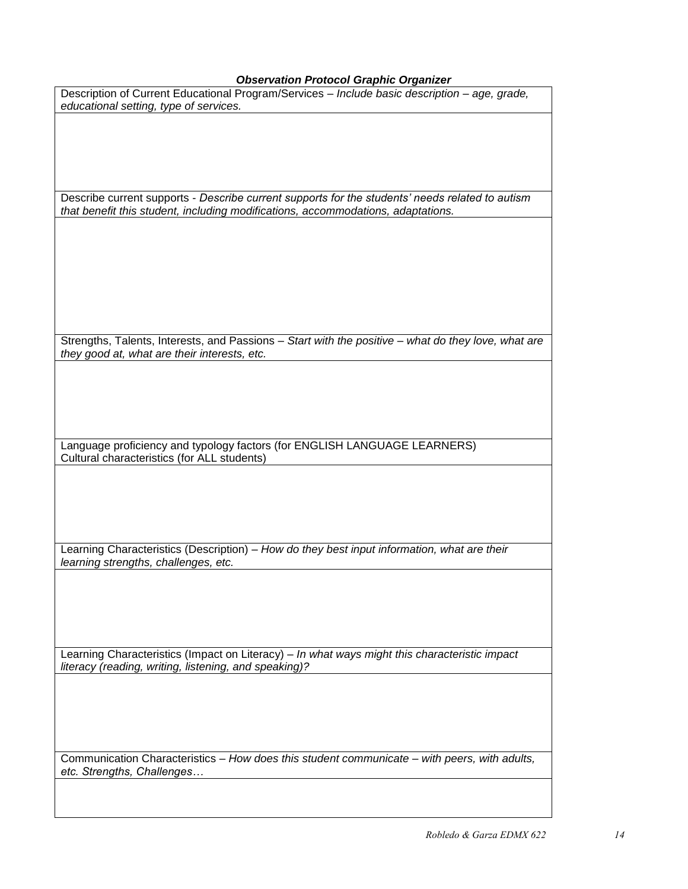***Observation Protocol Graphic Organizer***

| Description of Current Educational Program/Services – *Include basic description – age, grade, educational setting, type of services.* |
|---|
| |
| Describe current supports - *Describe current supports for the students' needs related to autism that benefit this student, including modifications, accommodations, adaptations.* |
| |
| Strengths, Talents, Interests, and Passions – *Start with the positive – what do they love, what are they good at, what are their interests, etc.* |
| |
| Language proficiency and typology factors (for ENGLISH LANGUAGE LEARNERS) Cultural characteristics (for ALL students) |
| |
| Learning Characteristics (Description) – *How do they best input information, what are their learning strengths, challenges, etc.* |
| |
| Learning Characteristics (Impact on Literacy) – *In what ways might this characteristic impact literacy (reading, writing, listening, and speaking)?* |
| |
| Communication Characteristics – *How does this student communicate – with peers, with adults, etc. Strengths, Challenges…* |
| |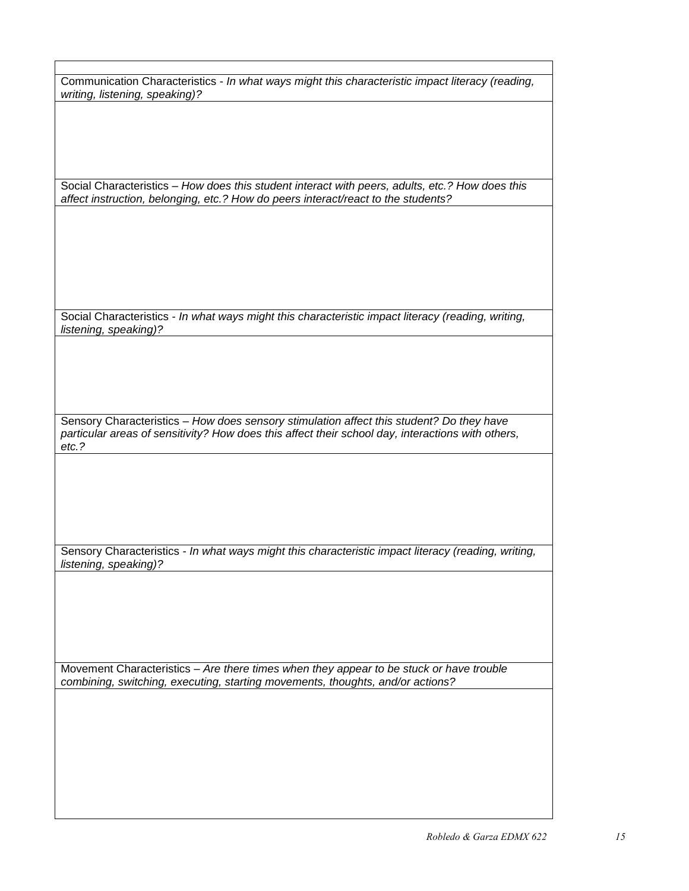| |
|---|
| Communication Characteristics - *In what ways might this characteristic impact literacy (reading, writing, listening, speaking)?* |
| |
| Social Characteristics – *How does this student interact with peers, adults, etc.? How does this affect instruction, belonging, etc.? How do peers interact/react to the students?* |
| |
| Social Characteristics - *In what ways might this characteristic impact literacy (reading, writing, listening, speaking)?* |
| |
| Sensory Characteristics – *How does sensory stimulation affect this student? Do they have particular areas of sensitivity? How does this affect their school day, interactions with others, etc.?* |
| |
| Sensory Characteristics - *In what ways might this characteristic impact literacy (reading, writing, listening, speaking)?* |
| |
| Movement Characteristics – *Are there times when they appear to be stuck or have trouble combining, switching, executing, starting movements, thoughts, and/or actions?* |
| |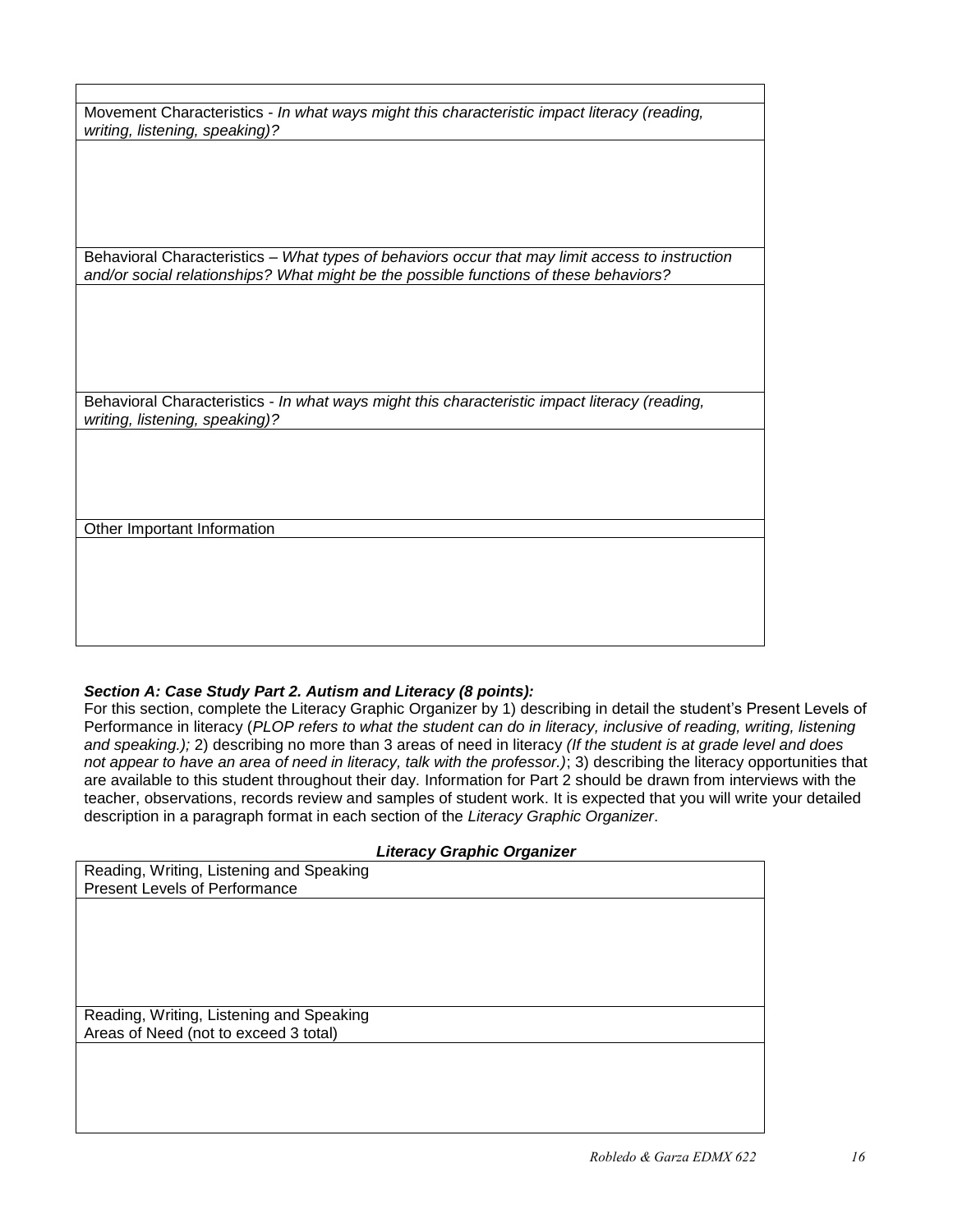| |
|---|
| Movement Characteristics - *In what ways might this characteristic impact literacy (reading, writing, listening, speaking)?* |
| |
| Behavioral Characteristics – *What types of behaviors occur that may limit access to instruction and/or social relationships? What might be the possible functions of these behaviors?* |
| |
| Behavioral Characteristics - *In what ways might this characteristic impact literacy (reading, writing, listening, speaking)?* |
| |
| Other Important Information |
| |

***Section A: Case Study Part 2. Autism and Literacy (8 points):***

For this section, complete the Literacy Graphic Organizer by 1) describing in detail the student's Present Levels of Performance in literacy (*PLOP refers to what the student can do in literacy, inclusive of reading, writing, listening and speaking.);* 2) describing no more than 3 areas of need in literacy *(If the student is at grade level and does not appear to have an area of need in literacy, talk with the professor.)*; 3) describing the literacy opportunities that are available to this student throughout their day. Information for Part 2 should be drawn from interviews with the teacher, observations, records review and samples of student work. It is expected that you will write your detailed description in a paragraph format in each section of the *Literacy Graphic Organizer*.

***Literacy Graphic Organizer***

| Reading, Writing, Listening and Speaking<br>Present Levels of Performance |
|---|
| |
| Reading, Writing, Listening and Speaking<br>Areas of Need (not to exceed 3 total) |
| |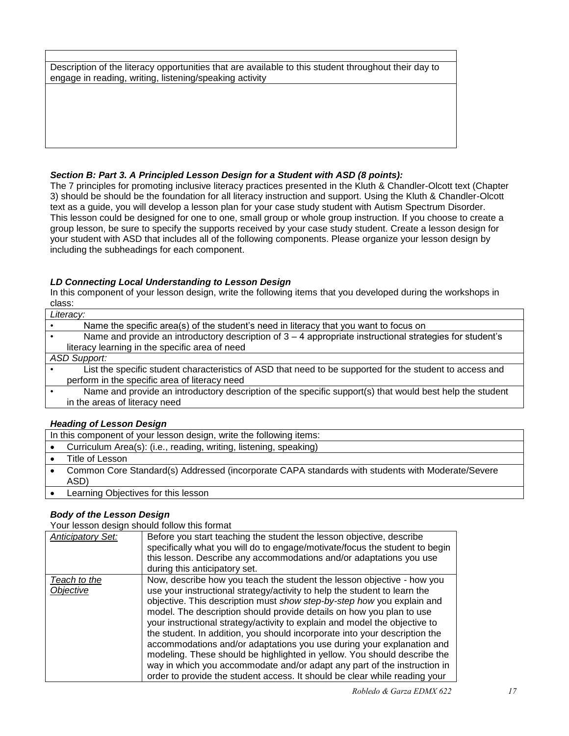| |
|---|
| Description of the literacy opportunities that are available to this student throughout their day to engage in reading, writing, listening/speaking activity |
| |

### *Section B: Part 3. A Principled Lesson Design for a Student with ASD (8 points):*

The 7 principles for promoting inclusive literacy practices presented in the Kluth & Chandler-Olcott text (Chapter 3) should be should be the foundation for all literacy instruction and support. Using the Kluth & Chandler-Olcott text as a guide, you will develop a lesson plan for your case study student with Autism Spectrum Disorder. This lesson could be designed for one to one, small group or whole group instruction. If you choose to create a group lesson, be sure to specify the supports received by your case study student. Create a lesson design for your student with ASD that includes all of the following components. Please organize your lesson design by including the subheadings for each component.

#### *LD Connecting Local Understanding to Lesson Design*

In this component of your lesson design, write the following items that you developed during the workshops in class:

| *Literacy:* |
|---|
| • Name the specific area(s) of the student's need in literacy that you want to focus on |
| • Name and provide an introductory description of 3 – 4 appropriate instructional strategies for student's literacy learning in the specific area of need |
| *ASD Support:* |
| • List the specific student characteristics of ASD that need to be supported for the student to access and perform in the specific area of literacy need |
| • Name and provide an introductory description of the specific support(s) that would best help the student in the areas of literacy need |

#### *Heading of Lesson Design*

| In this component of your lesson design, write the following items: |
|---|
| • Curriculum Area(s): (i.e., reading, writing, listening, speaking) |
| • Title of Lesson |
| • Common Core Standard(s) Addressed (incorporate CAPA standards with students with Moderate/Severe ASD) |
| • Learning Objectives for this lesson |

#### *Body of the Lesson Design*

Your lesson design should follow this format

| | |
|---|---|
| *Anticipatory Set:* | Before you start teaching the student the lesson objective, describe specifically what you will do to engage/motivate/focus the student to begin this lesson. Describe any accommodations and/or adaptations you use during this anticipatory set. |
| *Teach to the Objective* | Now, describe how you teach the student the lesson objective - how you use your instructional strategy/activity to help the student to learn the objective. This description must *show step-by-step how* you explain and model. The description should provide details on how you plan to use your instructional strategy/activity to explain and model the objective to the student. In addition, you should incorporate into your description the accommodations and/or adaptations you use during your explanation and modeling. These should be highlighted in yellow. You should describe the way in which you accommodate and/or adapt any part of the instruction in order to provide the student access. It should be clear while reading your |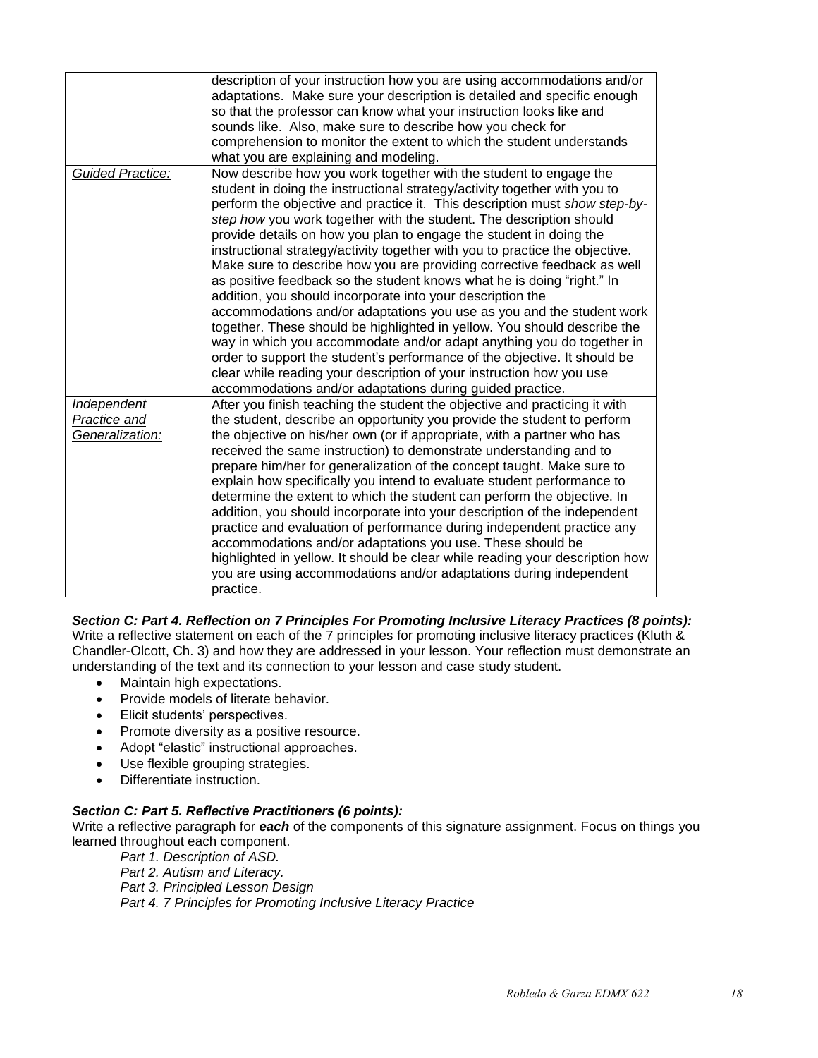| | |
|---|---|
| | description of your instruction how you are using accommodations and/or adaptations. Make sure your description is detailed and specific enough so that the professor can know what your instruction looks like and sounds like. Also, make sure to describe how you check for comprehension to monitor the extent to which the student understands what you are explaining and modeling. |
| <u>*Guided Practice:*</u> | Now describe how you work together with the student to engage the student in doing the instructional strategy/activity together with you to perform the objective and practice it. This description must *show step-by-step how* you work together with the student. The description should provide details on how you plan to engage the student in doing the instructional strategy/activity together with you to practice the objective. Make sure to describe how you are providing corrective feedback as well as positive feedback so the student knows what he is doing "right." In addition, you should incorporate into your description the accommodations and/or adaptations you use as you and the student work together. These should be highlighted in yellow. You should describe the way in which you accommodate and/or adapt anything you do together in order to support the student's performance of the objective. It should be clear while reading your description of your instruction how you use accommodations and/or adaptations during guided practice. |
| <u>*Independent Practice and Generalization:*</u> | After you finish teaching the student the objective and practicing it with the student, describe an opportunity you provide the student to perform the objective on his/her own (or if appropriate, with a partner who has received the same instruction) to demonstrate understanding and to prepare him/her for generalization of the concept taught. Make sure to explain how specifically you intend to evaluate student performance to determine the extent to which the student can perform the objective. In addition, you should incorporate into your description of the independent practice and evaluation of performance during independent practice any accommodations and/or adaptations you use. These should be highlighted in yellow. It should be clear while reading your description how you are using accommodations and/or adaptations during independent practice. |

***Section C: Part 4. Reflection on 7 Principles For Promoting Inclusive Literacy Practices (8 points):***
Write a reflective statement on each of the 7 principles for promoting inclusive literacy practices (Kluth & Chandler-Olcott, Ch. 3) and how they are addressed in your lesson. Your reflection must demonstrate an understanding of the text and its connection to your lesson and case study student.

- Maintain high expectations.
- Provide models of literate behavior.
- Elicit students' perspectives.
- Promote diversity as a positive resource.
- Adopt "elastic" instructional approaches.
- Use flexible grouping strategies.
- Differentiate instruction.

***Section C: Part 5. Reflective Practitioners (6 points):***
Write a reflective paragraph for ***each*** of the components of this signature assignment. Focus on things you learned throughout each component.

*Part 1. Description of ASD.*
*Part 2. Autism and Literacy.*
*Part 3. Principled Lesson Design*
*Part 4. 7 Principles for Promoting Inclusive Literacy Practice*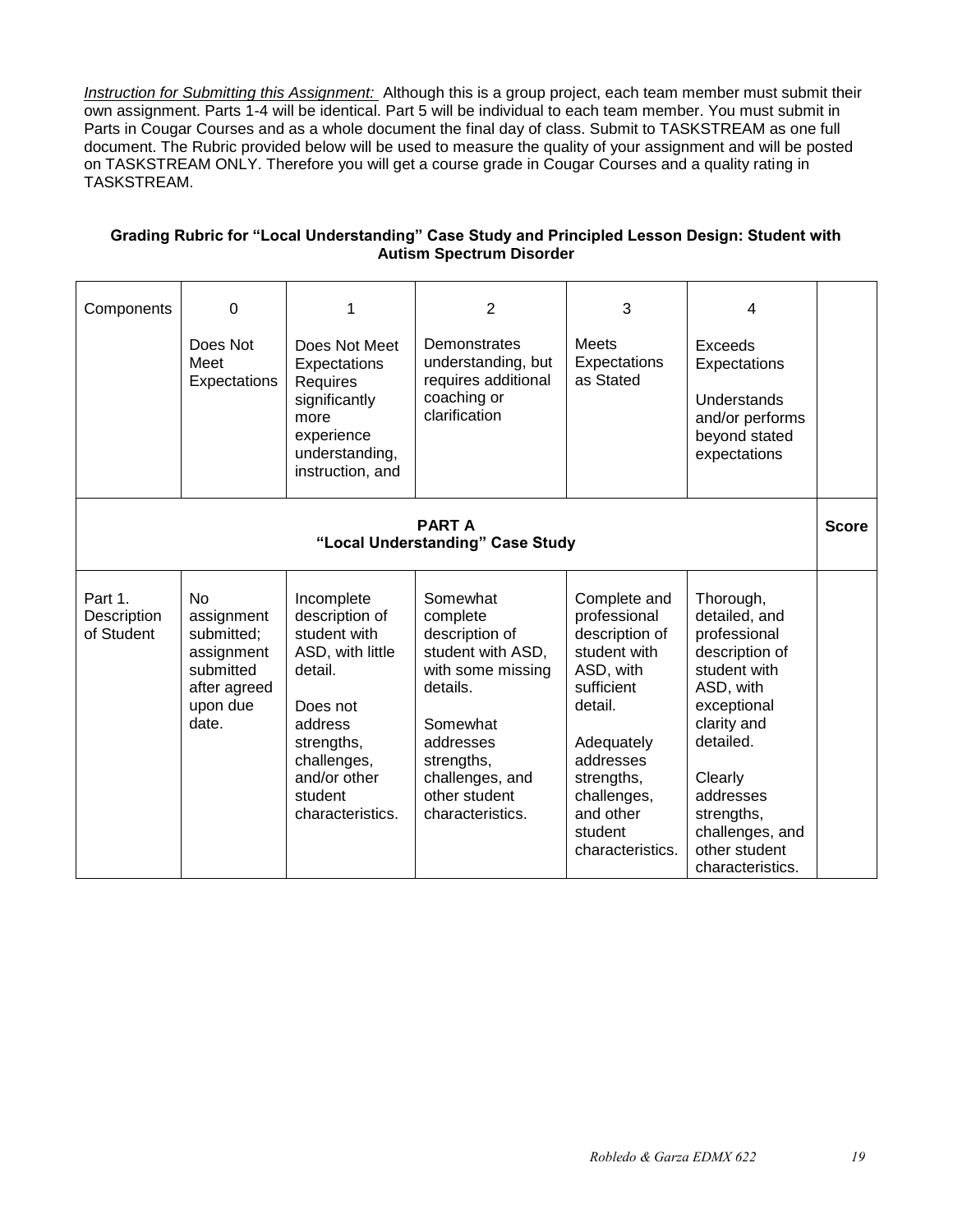*Instruction for Submitting this Assignment:* Although this is a group project, each team member must submit their own assignment. Parts 1-4 will be identical. Part 5 will be individual to each team member. You must submit in Parts in Cougar Courses and as a whole document the final day of class. Submit to TASKSTREAM as one full document. The Rubric provided below will be used to measure the quality of your assignment and will be posted on TASKSTREAM ONLY. Therefore you will get a course grade in Cougar Courses and a quality rating in TASKSTREAM.

**Grading Rubric for "Local Understanding" Case Study and Principled Lesson Design: Student with Autism Spectrum Disorder**

| Components | 0<br><br>Does Not Meet Expectations | 1<br><br>Does Not Meet Expectations Requires significantly more experience understanding, instruction, and | 2<br><br>Demonstrates understanding, but requires additional coaching or clarification | 3<br><br>Meets Expectations as Stated | 4<br><br>Exceeds Expectations<br><br>Understands and/or performs beyond stated expectations | |
|---|---|---|---|---|---|---|
| **PART A**<br>**"Local Understanding" Case Study** | | | | | | **Score** |
| Part 1. Description of Student | No assignment submitted; assignment submitted after agreed upon due date. | Incomplete description of student with ASD, with little detail.<br><br>Does not address strengths, challenges, and/or other student characteristics. | Somewhat complete description of student with ASD, with some missing details.<br><br>Somewhat addresses strengths, challenges, and other student characteristics. | Complete and professional description of student with ASD, with sufficient detail.<br><br>Adequately addresses strengths, challenges, and other student characteristics. | Thorough, detailed, and professional description of student with ASD, with exceptional clarity and detailed.<br><br>Clearly addresses strengths, challenges, and other student characteristics. | |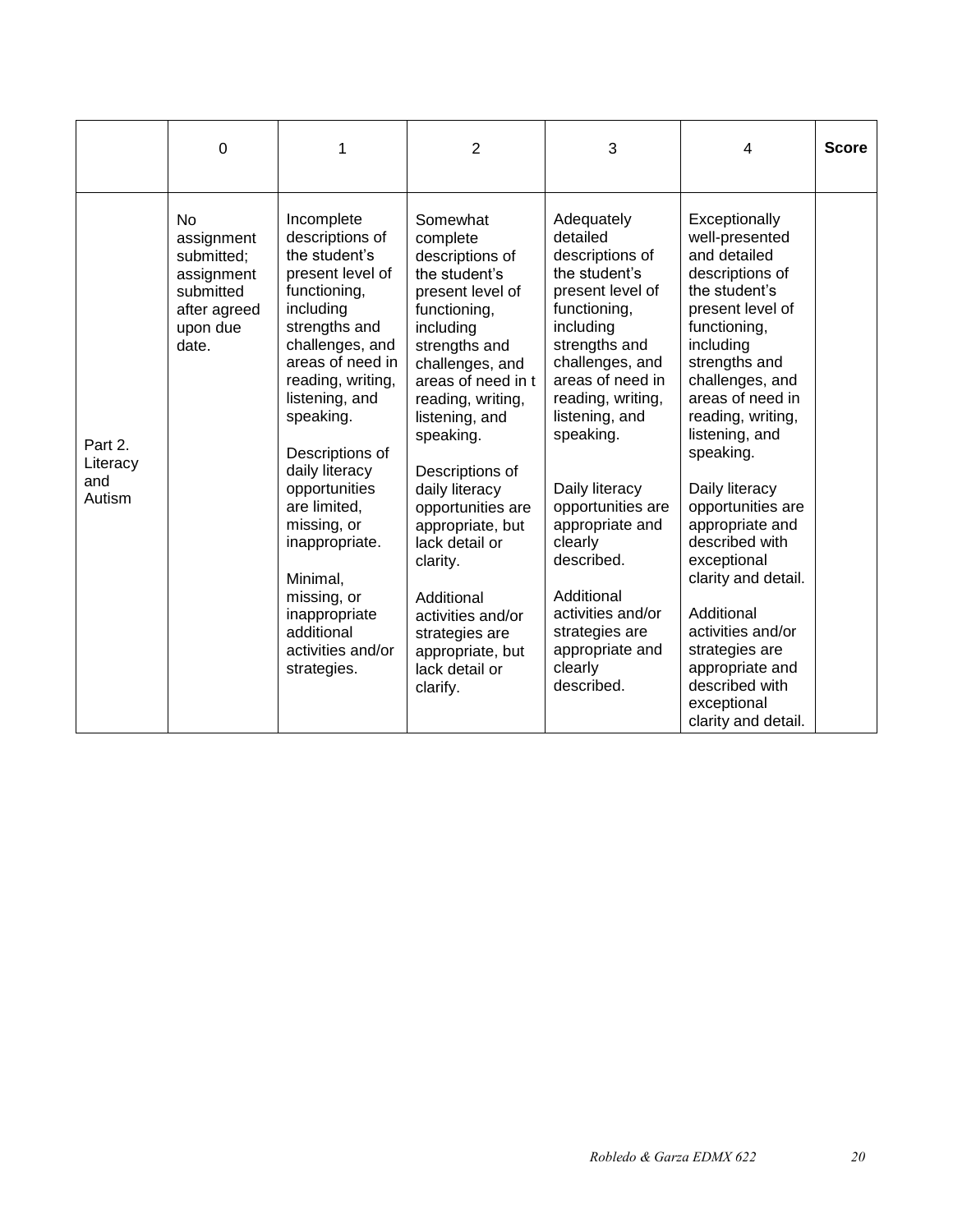| | 0 | 1 | 2 | 3 | 4 | **Score** |
|---|---|---|---|---|---|---|
| Part 2. Literacy and Autism | No assignment submitted; assignment submitted after agreed upon due date. | Incomplete descriptions of the student's present level of functioning, including strengths and challenges, and areas of need in reading, writing, listening, and speaking.<br><br>Descriptions of daily literacy opportunities are limited, missing, or inappropriate.<br><br>Minimal, missing, or inappropriate additional activities and/or strategies. | Somewhat complete descriptions of the student's present level of functioning, including strengths and challenges, and areas of need in t reading, writing, listening, and speaking.<br><br>Descriptions of daily literacy opportunities are appropriate, but lack detail or clarity.<br><br>Additional activities and/or strategies are appropriate, but lack detail or clarify. | Adequately detailed descriptions of the student's present level of functioning, including strengths and challenges, and areas of need in reading, writing, listening, and speaking.<br><br>Daily literacy opportunities are appropriate and clearly described.<br><br>Additional activities and/or strategies are appropriate and clearly described. | Exceptionally well-presented and detailed descriptions of the student's present level of functioning, including strengths and challenges, and areas of need in reading, writing, listening, and speaking.<br><br>Daily literacy opportunities are appropriate and described with exceptional clarity and detail.<br><br>Additional activities and/or strategies are appropriate and described with exceptional clarity and detail. | |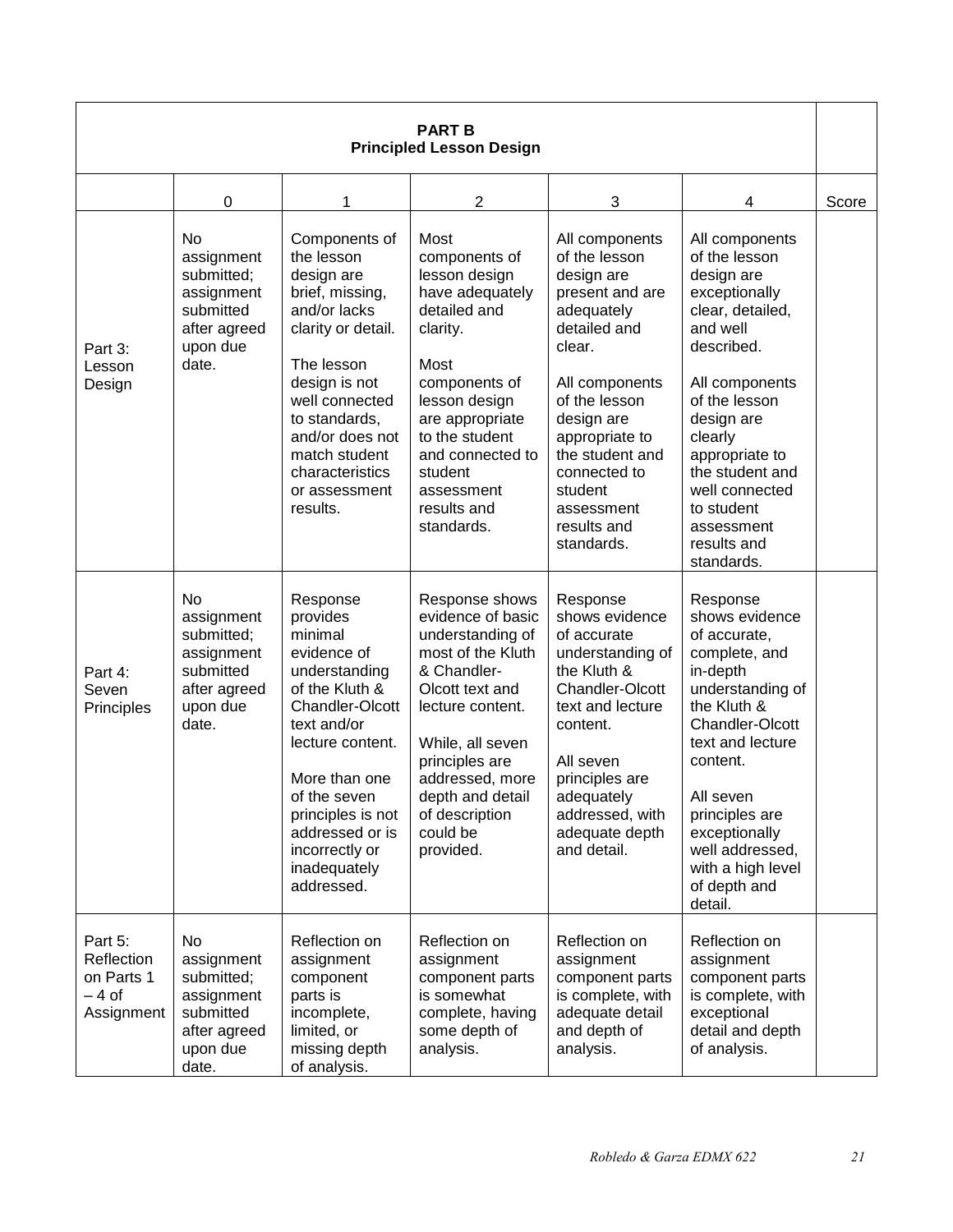| PART B<br>Principled Lesson Design | | | | | | |
|---|---|---|---|---|---|---|
| | 0 | 1 | 2 | 3 | 4 | Score |
| Part 3: Lesson Design | No assignment submitted; assignment submitted after agreed upon due date. | Components of the lesson design are brief, missing, and/or lacks clarity or detail.<br><br>The lesson design is not well connected to standards, and/or does not match student characteristics or assessment results. | Most components of lesson design have adequately detailed and clarity.<br><br>Most components of lesson design are appropriate to the student and connected to student assessment results and standards. | All components of the lesson design are present and are adequately detailed and clear.<br><br>All components of the lesson design are appropriate to the student and connected to student assessment results and standards. | All components of the lesson design are exceptionally clear, detailed, and well described.<br><br>All components of the lesson design are clearly appropriate to the student and well connected to student assessment results and standards. | |
| Part 4: Seven Principles | No assignment submitted; assignment submitted after agreed upon due date. | Response provides minimal evidence of understanding of the Kluth & Chandler-Olcott text and/or lecture content.<br><br>More than one of the seven principles is not addressed or is incorrectly or inadequately addressed. | Response shows evidence of basic understanding of most of the Kluth & Chandler-Olcott text and lecture content.<br><br>While, all seven principles are addressed, more depth and detail of description could be provided. | Response shows evidence of accurate understanding of the Kluth & Chandler-Olcott text and lecture content.<br><br>All seven principles are adequately addressed, with adequate depth and detail. | Response shows evidence of accurate, complete, and in-depth understanding of the Kluth & Chandler-Olcott text and lecture content.<br><br>All seven principles are exceptionally well addressed, with a high level of depth and detail. | |
| Part 5: Reflection on Parts 1 – 4 of Assignment | No assignment submitted; assignment submitted after agreed upon due date. | Reflection on assignment component parts is incomplete, limited, or missing depth of analysis. | Reflection on assignment component parts is somewhat complete, having some depth of analysis. | Reflection on assignment component parts is complete, with adequate detail and depth of analysis. | Reflection on assignment component parts is complete, with exceptional detail and depth of analysis. | |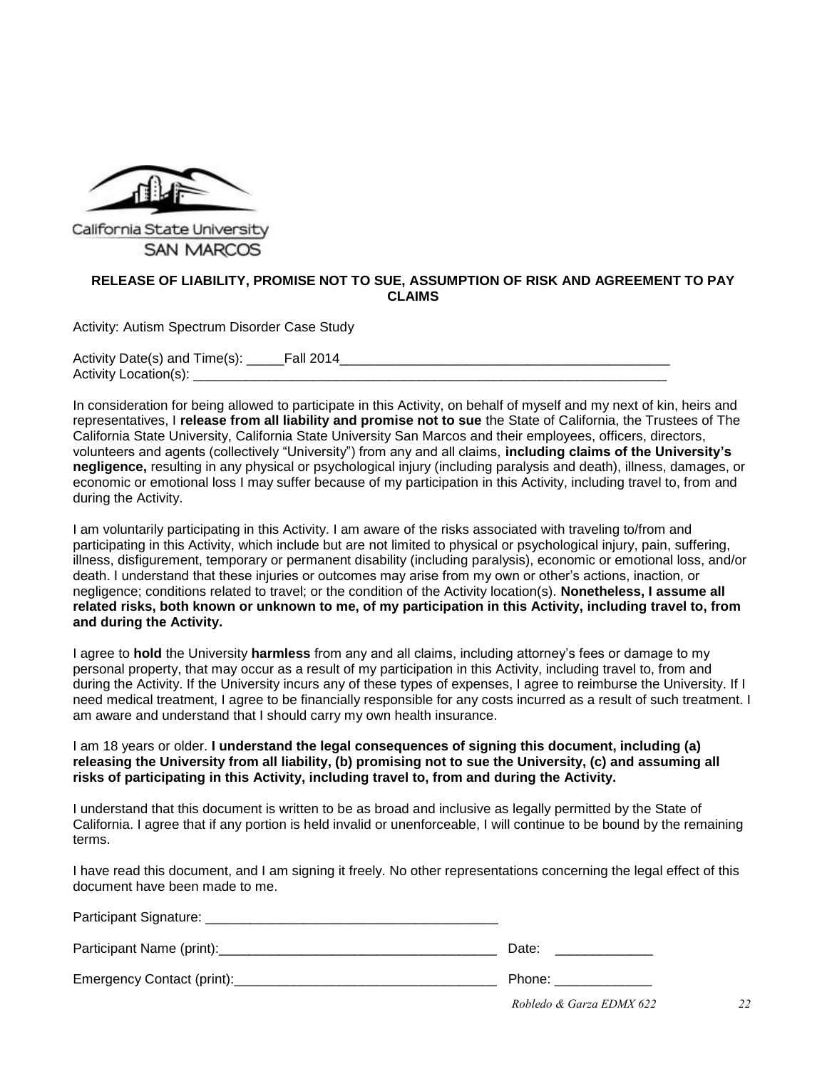California State University
SAN MARCOS

**RELEASE OF LIABILITY, PROMISE NOT TO SUE, ASSUMPTION OF RISK AND AGREEMENT TO PAY CLAIMS**

Activity: Autism Spectrum Disorder Case Study

Activity Date(s) and Time(s): _____Fall 2014_____________________________________________
Activity Location(s): _________________________________________________________________

In consideration for being allowed to participate in this Activity, on behalf of myself and my next of kin, heirs and representatives, I **release from all liability and promise not to sue** the State of California, the Trustees of The California State University, California State University San Marcos and their employees, officers, directors, volunteers and agents (collectively "University") from any and all claims, **including claims of the University's negligence,** resulting in any physical or psychological injury (including paralysis and death), illness, damages, or economic or emotional loss I may suffer because of my participation in this Activity, including travel to, from and during the Activity.

I am voluntarily participating in this Activity. I am aware of the risks associated with traveling to/from and participating in this Activity, which include but are not limited to physical or psychological injury, pain, suffering, illness, disfigurement, temporary or permanent disability (including paralysis), economic or emotional loss, and/or death. I understand that these injuries or outcomes may arise from my own or other's actions, inaction, or negligence; conditions related to travel; or the condition of the Activity location(s). **Nonetheless, I assume all related risks, both known or unknown to me, of my participation in this Activity, including travel to, from and during the Activity.**

I agree to **hold** the University **harmless** from any and all claims, including attorney's fees or damage to my personal property, that may occur as a result of my participation in this Activity, including travel to, from and during the Activity. If the University incurs any of these types of expenses, I agree to reimburse the University. If I need medical treatment, I agree to be financially responsible for any costs incurred as a result of such treatment. I am aware and understand that I should carry my own health insurance.

I am 18 years or older. **I understand the legal consequences of signing this document, including (a) releasing the University from all liability, (b) promising not to sue the University, (c) and assuming all risks of participating in this Activity, including travel to, from and during the Activity.**

I understand that this document is written to be as broad and inclusive as legally permitted by the State of California. I agree that if any portion is held invalid or unenforceable, I will continue to be bound by the remaining terms.

I have read this document, and I am signing it freely. No other representations concerning the legal effect of this document have been made to me.

Participant Signature: ________________________________________

Participant Name (print):_____________________________________ Date: _____________

Emergency Contact (print):___________________________________ Phone: _____________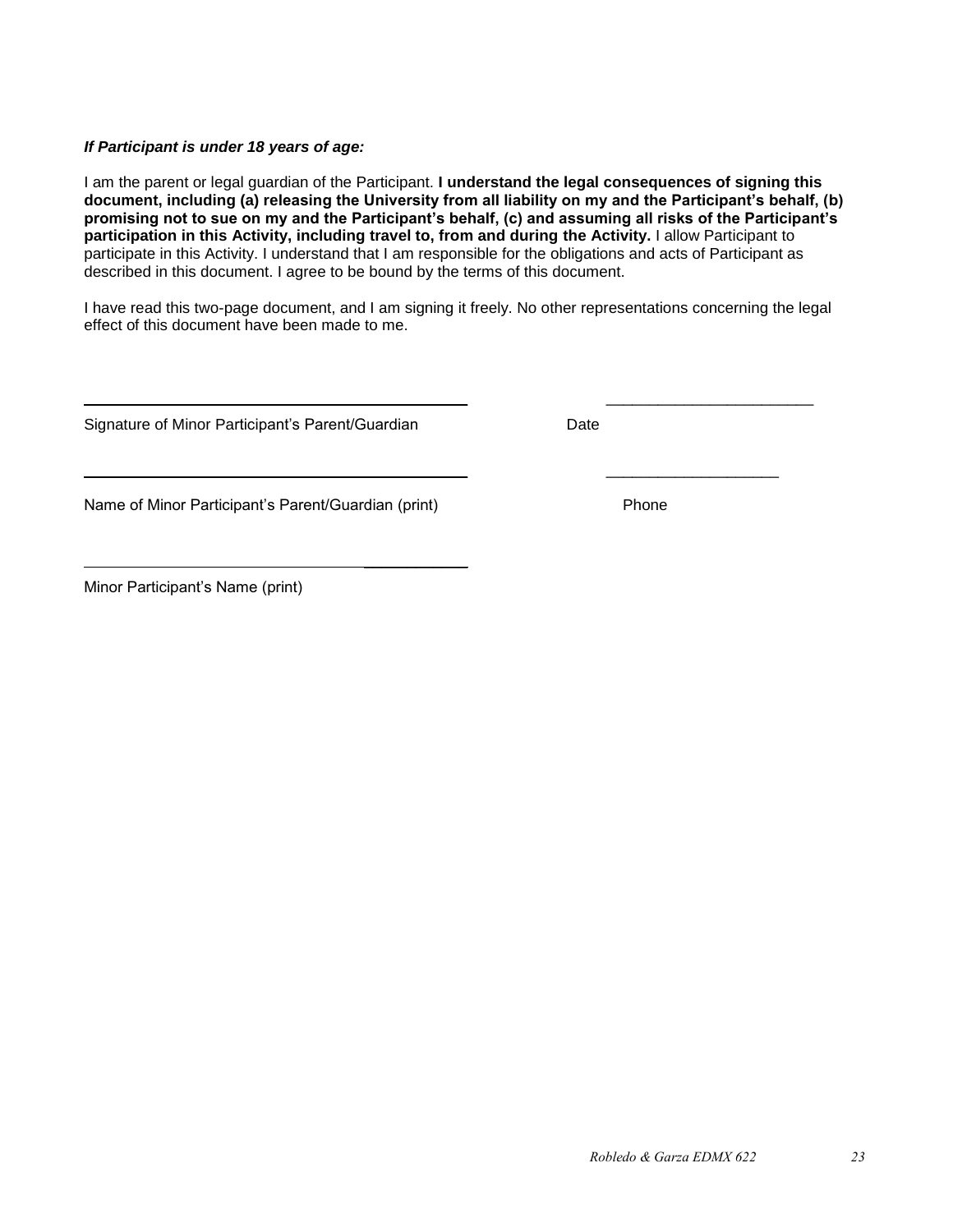***If Participant is under 18 years of age:***

I am the parent or legal guardian of the Participant. **I understand the legal consequences of signing this document, including (a) releasing the University from all liability on my and the Participant's behalf, (b) promising not to sue on my and the Participant's behalf, (c) and assuming all risks of the Participant's participation in this Activity, including travel to, from and during the Activity.** I allow Participant to participate in this Activity. I understand that I am responsible for the obligations and acts of Participant as described in this document. I agree to be bound by the terms of this document.

I have read this two-page document, and I am signing it freely. No other representations concerning the legal effect of this document have been made to me.

\_\_\_\_\_\_\_\_\_\_\_\_\_\_\_\_\_\_\_\_\_\_\_\_\_\_\_\_\_\_\_\_\_\_\_\_\_\_\_\_\_\_ \_\_\_\_\_\_\_\_\_\_\_\_\_\_\_\_\_\_\_\_\_\_\_\_

Signature of Minor Participant's Parent/Guardian Date

\_\_\_\_\_\_\_\_\_\_\_\_\_\_\_\_\_\_\_\_\_\_\_\_\_\_\_\_\_\_\_\_\_\_\_\_\_\_\_\_\_\_ \_\_\_\_\_\_\_\_\_\_\_\_\_\_\_\_\_\_\_\_

Name of Minor Participant's Parent/Guardian (print) Phone

\_\_\_\_\_\_\_\_\_\_\_\_\_\_\_\_\_\_\_\_\_\_\_\_\_\_\_\_\_\_\_\_\_\_\_\_\_\_\_\_\_\_

Minor Participant's Name (print)